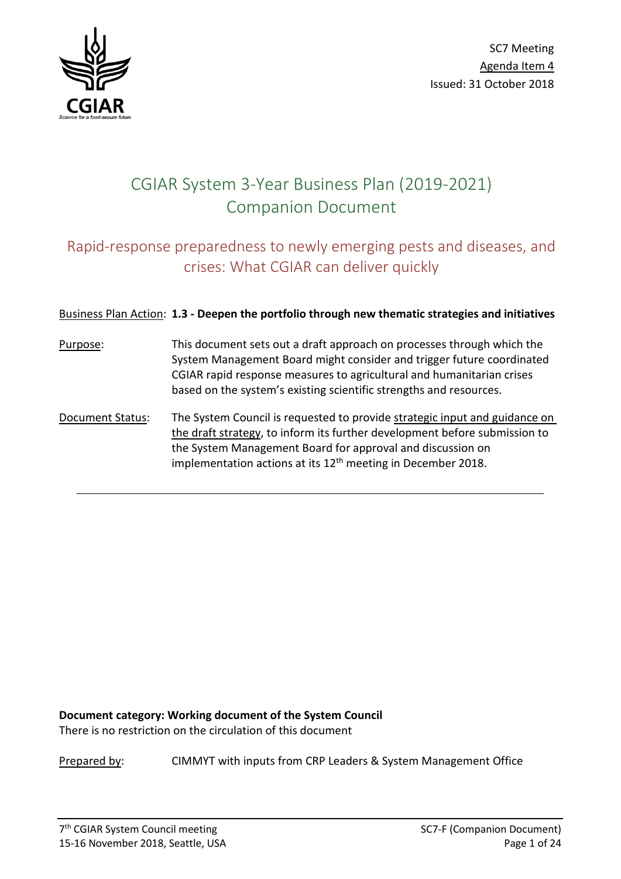SC7 Meeting
Agenda Item 4
Issued: 31 October 2018

# CGIAR System 3-Year Business Plan (2019-2021) Companion Document

## Rapid-response preparedness to newly emerging pests and diseases, and crises: What CGIAR can deliver quickly

Business Plan Action: **1.3 - Deepen the portfolio through new thematic strategies and initiatives**

Purpose: This document sets out a draft approach on processes through which the System Management Board might consider and trigger future coordinated CGIAR rapid response measures to agricultural and humanitarian crises based on the system's existing scientific strengths and resources.

Document Status: The System Council is requested to provide strategic input and guidance on the draft strategy, to inform its further development before submission to the System Management Board for approval and discussion on implementation actions at its 12th meeting in December 2018.

---

**Document category: Working document of the System Council**
There is no restriction on the circulation of this document

Prepared by: CIMMYT with inputs from CRP Leaders & System Management Office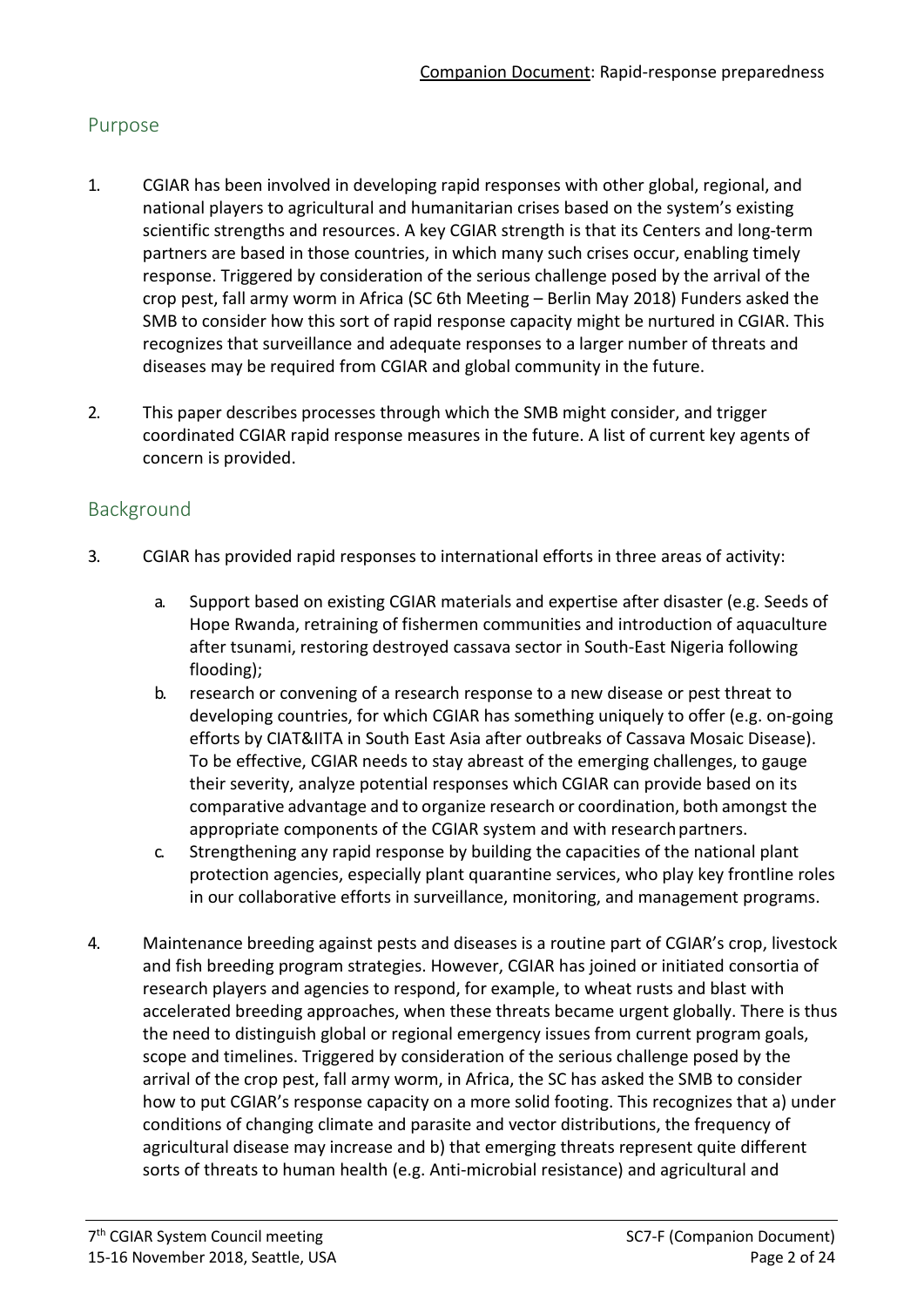## Purpose

1. CGIAR has been involved in developing rapid responses with other global, regional, and national players to agricultural and humanitarian crises based on the system's existing scientific strengths and resources. A key CGIAR strength is that its Centers and long-term partners are based in those countries, in which many such crises occur, enabling timely response. Triggered by consideration of the serious challenge posed by the arrival of the crop pest, fall army worm in Africa (SC 6th Meeting – Berlin May 2018) Funders asked the SMB to consider how this sort of rapid response capacity might be nurtured in CGIAR. This recognizes that surveillance and adequate responses to a larger number of threats and diseases may be required from CGIAR and global community in the future.

2. This paper describes processes through which the SMB might consider, and trigger coordinated CGIAR rapid response measures in the future. A list of current key agents of concern is provided.

## Background

3. CGIAR has provided rapid responses to international efforts in three areas of activity:

   a. Support based on existing CGIAR materials and expertise after disaster (e.g. Seeds of Hope Rwanda, retraining of fishermen communities and introduction of aquaculture after tsunami, restoring destroyed cassava sector in South-East Nigeria following flooding);
   b. research or convening of a research response to a new disease or pest threat to developing countries, for which CGIAR has something uniquely to offer (e.g. on-going efforts by CIAT&IITA in South East Asia after outbreaks of Cassava Mosaic Disease). To be effective, CGIAR needs to stay abreast of the emerging challenges, to gauge their severity, analyze potential responses which CGIAR can provide based on its comparative advantage and to organize research or coordination, both amongst the appropriate components of the CGIAR system and with research partners.
   c. Strengthening any rapid response by building the capacities of the national plant protection agencies, especially plant quarantine services, who play key frontline roles in our collaborative efforts in surveillance, monitoring, and management programs.

4. Maintenance breeding against pests and diseases is a routine part of CGIAR's crop, livestock and fish breeding program strategies. However, CGIAR has joined or initiated consortia of research players and agencies to respond, for example, to wheat rusts and blast with accelerated breeding approaches, when these threats became urgent globally. There is thus the need to distinguish global or regional emergency issues from current program goals, scope and timelines. Triggered by consideration of the serious challenge posed by the arrival of the crop pest, fall army worm, in Africa, the SC has asked the SMB to consider how to put CGIAR's response capacity on a more solid footing. This recognizes that a) under conditions of changing climate and parasite and vector distributions, the frequency of agricultural disease may increase and b) that emerging threats represent quite different sorts of threats to human health (e.g. Anti-microbial resistance) and agricultural and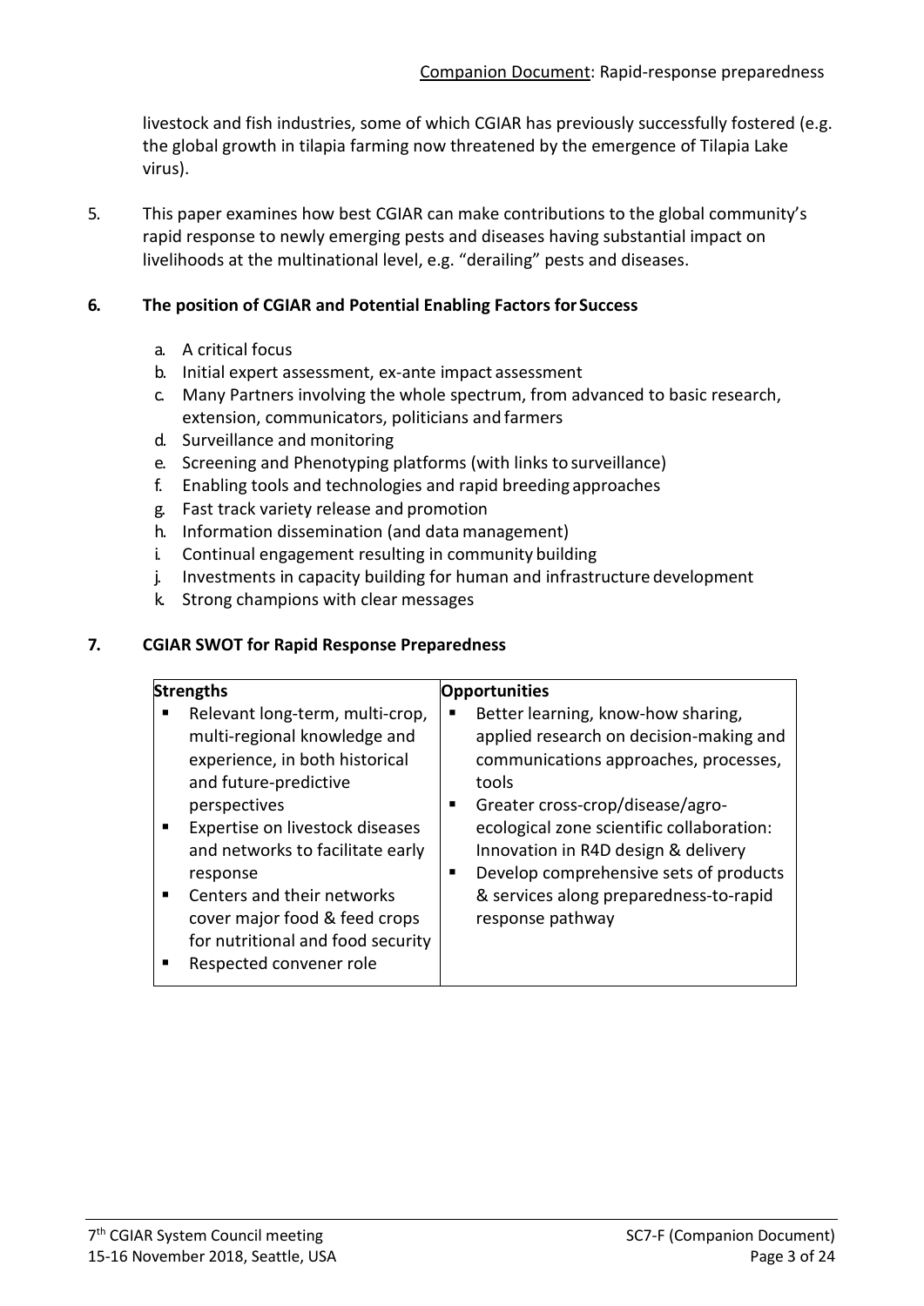livestock and fish industries, some of which CGIAR has previously successfully fostered (e.g. the global growth in tilapia farming now threatened by the emergence of Tilapia Lake virus).

5. This paper examines how best CGIAR can make contributions to the global community's rapid response to newly emerging pests and diseases having substantial impact on livelihoods at the multinational level, e.g. "derailing" pests and diseases.

## 6. The position of CGIAR and Potential Enabling Factors for Success

a. A critical focus
b. Initial expert assessment, ex-ante impact assessment
c. Many Partners involving the whole spectrum, from advanced to basic research, extension, communicators, politicians and farmers
d. Surveillance and monitoring
e. Screening and Phenotyping platforms (with links to surveillance)
f. Enabling tools and technologies and rapid breeding approaches
g. Fast track variety release and promotion
h. Information dissemination (and data management)
i. Continual engagement resulting in community building
j. Investments in capacity building for human and infrastructure development
k. Strong champions with clear messages

## 7. CGIAR SWOT for Rapid Response Preparedness

| **Strengths** | **Opportunities** |
|---|---|
| ▪ Relevant long-term, multi-crop, multi-regional knowledge and experience, in both historical and future-predictive perspectives<br>▪ Expertise on livestock diseases and networks to facilitate early response<br>▪ Centers and their networks cover major food & feed crops for nutritional and food security<br>▪ Respected convener role | ▪ Better learning, know-how sharing, applied research on decision-making and communications approaches, processes, tools<br>▪ Greater cross-crop/disease/agro-ecological zone scientific collaboration: Innovation in R4D design & delivery<br>▪ Develop comprehensive sets of products & services along preparedness-to-rapid response pathway |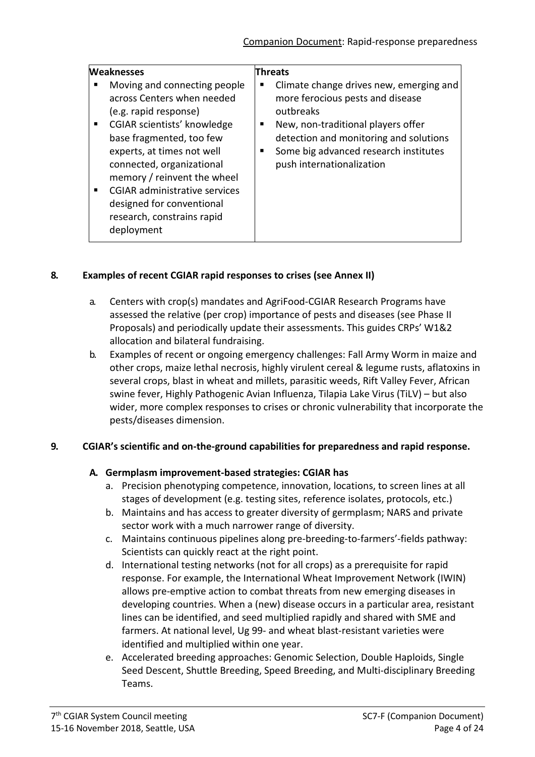| Weaknesses | Threats |
| --- | --- |
| ▪ Moving and connecting people across Centers when needed (e.g. rapid response)<br>▪ CGIAR scientists' knowledge base fragmented, too few experts, at times not well connected, organizational memory / reinvent the wheel<br>▪ CGIAR administrative services designed for conventional research, constrains rapid deployment | ▪ Climate change drives new, emerging and more ferocious pests and disease outbreaks<br>▪ New, non-traditional players offer detection and monitoring and solutions<br>▪ Some big advanced research institutes push internationalization |

## 8. Examples of recent CGIAR rapid responses to crises (see Annex II)

a. Centers with crop(s) mandates and AgriFood-CGIAR Research Programs have assessed the relative (per crop) importance of pests and diseases (see Phase II Proposals) and periodically update their assessments. This guides CRPs' W1&2 allocation and bilateral fundraising.

b. Examples of recent or ongoing emergency challenges: Fall Army Worm in maize and other crops, maize lethal necrosis, highly virulent cereal & legume rusts, aflatoxins in several crops, blast in wheat and millets, parasitic weeds, Rift Valley Fever, African swine fever, Highly Pathogenic Avian Influenza, Tilapia Lake Virus (TiLV) – but also wider, more complex responses to crises or chronic vulnerability that incorporate the pests/diseases dimension.

## 9. CGIAR's scientific and on-the-ground capabilities for preparedness and rapid response.

### A. Germplasm improvement-based strategies: CGIAR has

a. Precision phenotyping competence, innovation, locations, to screen lines at all stages of development (e.g. testing sites, reference isolates, protocols, etc.)

b. Maintains and has access to greater diversity of germplasm; NARS and private sector work with a much narrower range of diversity.

c. Maintains continuous pipelines along pre-breeding-to-farmers'-fields pathway: Scientists can quickly react at the right point.

d. International testing networks (not for all crops) as a prerequisite for rapid response. For example, the International Wheat Improvement Network (IWIN) allows pre-emptive action to combat threats from new emerging diseases in developing countries. When a (new) disease occurs in a particular area, resistant lines can be identified, and seed multiplied rapidly and shared with SME and farmers. At national level, Ug 99- and wheat blast-resistant varieties were identified and multiplied within one year.

e. Accelerated breeding approaches: Genomic Selection, Double Haploids, Single Seed Descent, Shuttle Breeding, Speed Breeding, and Multi-disciplinary Breeding Teams.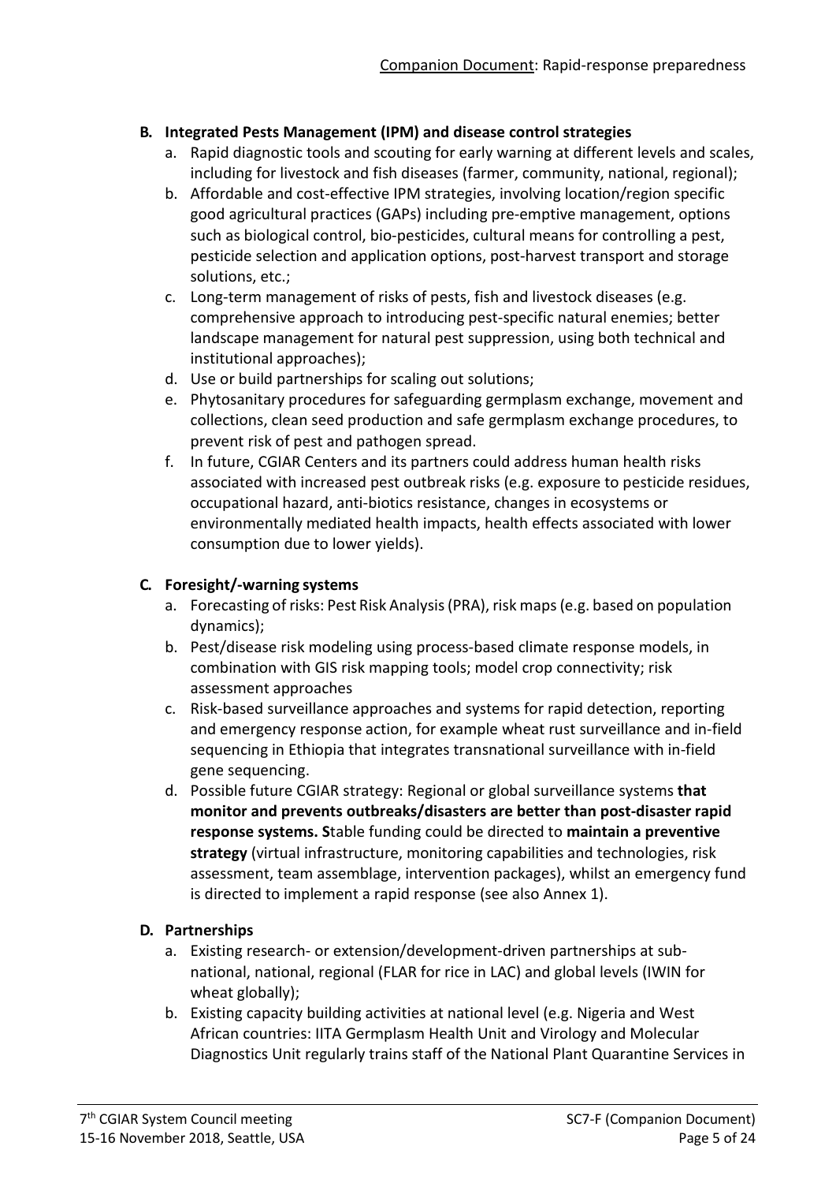**B. Integrated Pests Management (IPM) and disease control strategies**

a. Rapid diagnostic tools and scouting for early warning at different levels and scales, including for livestock and fish diseases (farmer, community, national, regional);
b. Affordable and cost-effective IPM strategies, involving location/region specific good agricultural practices (GAPs) including pre-emptive management, options such as biological control, bio-pesticides, cultural means for controlling a pest, pesticide selection and application options, post-harvest transport and storage solutions, etc.;
c. Long-term management of risks of pests, fish and livestock diseases (e.g. comprehensive approach to introducing pest-specific natural enemies; better landscape management for natural pest suppression, using both technical and institutional approaches);
d. Use or build partnerships for scaling out solutions;
e. Phytosanitary procedures for safeguarding germplasm exchange, movement and collections, clean seed production and safe germplasm exchange procedures, to prevent risk of pest and pathogen spread.
f. In future, CGIAR Centers and its partners could address human health risks associated with increased pest outbreak risks (e.g. exposure to pesticide residues, occupational hazard, anti-biotics resistance, changes in ecosystems or environmentally mediated health impacts, health effects associated with lower consumption due to lower yields).

**C. Foresight/-warning systems**

a. Forecasting of risks: Pest Risk Analysis (PRA), risk maps (e.g. based on population dynamics);
b. Pest/disease risk modeling using process-based climate response models, in combination with GIS risk mapping tools; model crop connectivity; risk assessment approaches
c. Risk-based surveillance approaches and systems for rapid detection, reporting and emergency response action, for example wheat rust surveillance and in-field sequencing in Ethiopia that integrates transnational surveillance with in-field gene sequencing.
d. Possible future CGIAR strategy: Regional or global surveillance systems **that monitor and prevents outbreaks/disasters are better than post-disaster rapid response systems. S**table funding could be directed to **maintain a preventive strategy** (virtual infrastructure, monitoring capabilities and technologies, risk assessment, team assemblage, intervention packages), whilst an emergency fund is directed to implement a rapid response (see also Annex 1).

**D. Partnerships**

a. Existing research- or extension/development-driven partnerships at sub-national, national, regional (FLAR for rice in LAC) and global levels (IWIN for wheat globally);
b. Existing capacity building activities at national level (e.g. Nigeria and West African countries: IITA Germplasm Health Unit and Virology and Molecular Diagnostics Unit regularly trains staff of the National Plant Quarantine Services in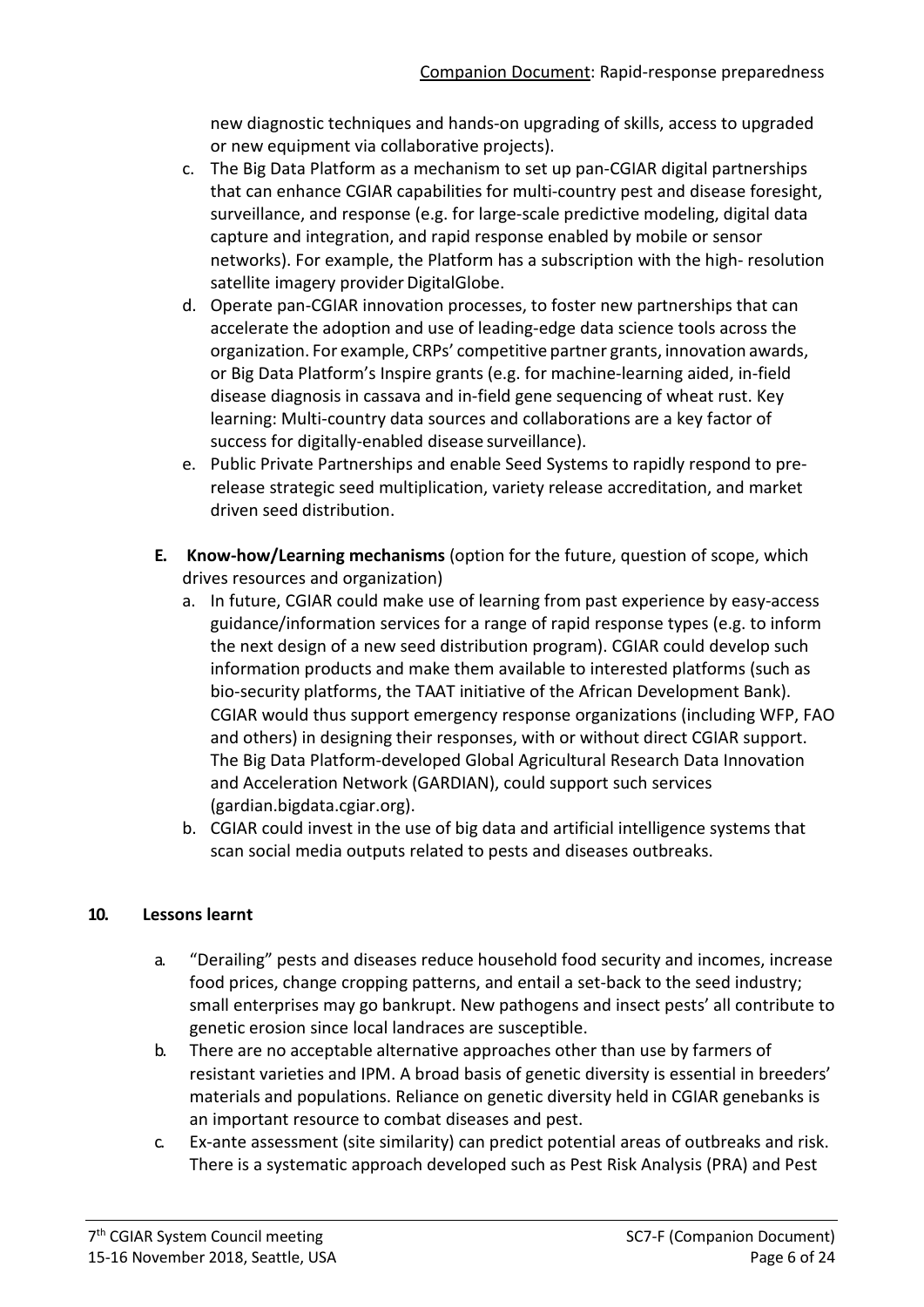new diagnostic techniques and hands-on upgrading of skills, access to upgraded or new equipment via collaborative projects).

c. The Big Data Platform as a mechanism to set up pan-CGIAR digital partnerships that can enhance CGIAR capabilities for multi-country pest and disease foresight, surveillance, and response (e.g. for large-scale predictive modeling, digital data capture and integration, and rapid response enabled by mobile or sensor networks). For example, the Platform has a subscription with the high- resolution satellite imagery provider DigitalGlobe.

d. Operate pan-CGIAR innovation processes, to foster new partnerships that can accelerate the adoption and use of leading-edge data science tools across the organization. For example, CRPs' competitive partner grants, innovation awards, or Big Data Platform's Inspire grants (e.g. for machine-learning aided, in-field disease diagnosis in cassava and in-field gene sequencing of wheat rust. Key learning: Multi-country data sources and collaborations are a key factor of success for digitally-enabled disease surveillance).

e. Public Private Partnerships and enable Seed Systems to rapidly respond to pre-release strategic seed multiplication, variety release accreditation, and market driven seed distribution.

**E. Know-how/Learning mechanisms** (option for the future, question of scope, which drives resources and organization)

a. In future, CGIAR could make use of learning from past experience by easy-access guidance/information services for a range of rapid response types (e.g. to inform the next design of a new seed distribution program). CGIAR could develop such information products and make them available to interested platforms (such as bio-security platforms, the TAAT initiative of the African Development Bank). CGIAR would thus support emergency response organizations (including WFP, FAO and others) in designing their responses, with or without direct CGIAR support. The Big Data Platform-developed Global Agricultural Research Data Innovation and Acceleration Network (GARDIAN), could support such services (gardian.bigdata.cgiar.org).

b. CGIAR could invest in the use of big data and artificial intelligence systems that scan social media outputs related to pests and diseases outbreaks.

## 10. Lessons learnt

a. "Derailing" pests and diseases reduce household food security and incomes, increase food prices, change cropping patterns, and entail a set-back to the seed industry; small enterprises may go bankrupt. New pathogens and insect pests' all contribute to genetic erosion since local landraces are susceptible.

b. There are no acceptable alternative approaches other than use by farmers of resistant varieties and IPM. A broad basis of genetic diversity is essential in breeders' materials and populations. Reliance on genetic diversity held in CGIAR genebanks is an important resource to combat diseases and pest.

c. Ex-ante assessment (site similarity) can predict potential areas of outbreaks and risk. There is a systematic approach developed such as Pest Risk Analysis (PRA) and Pest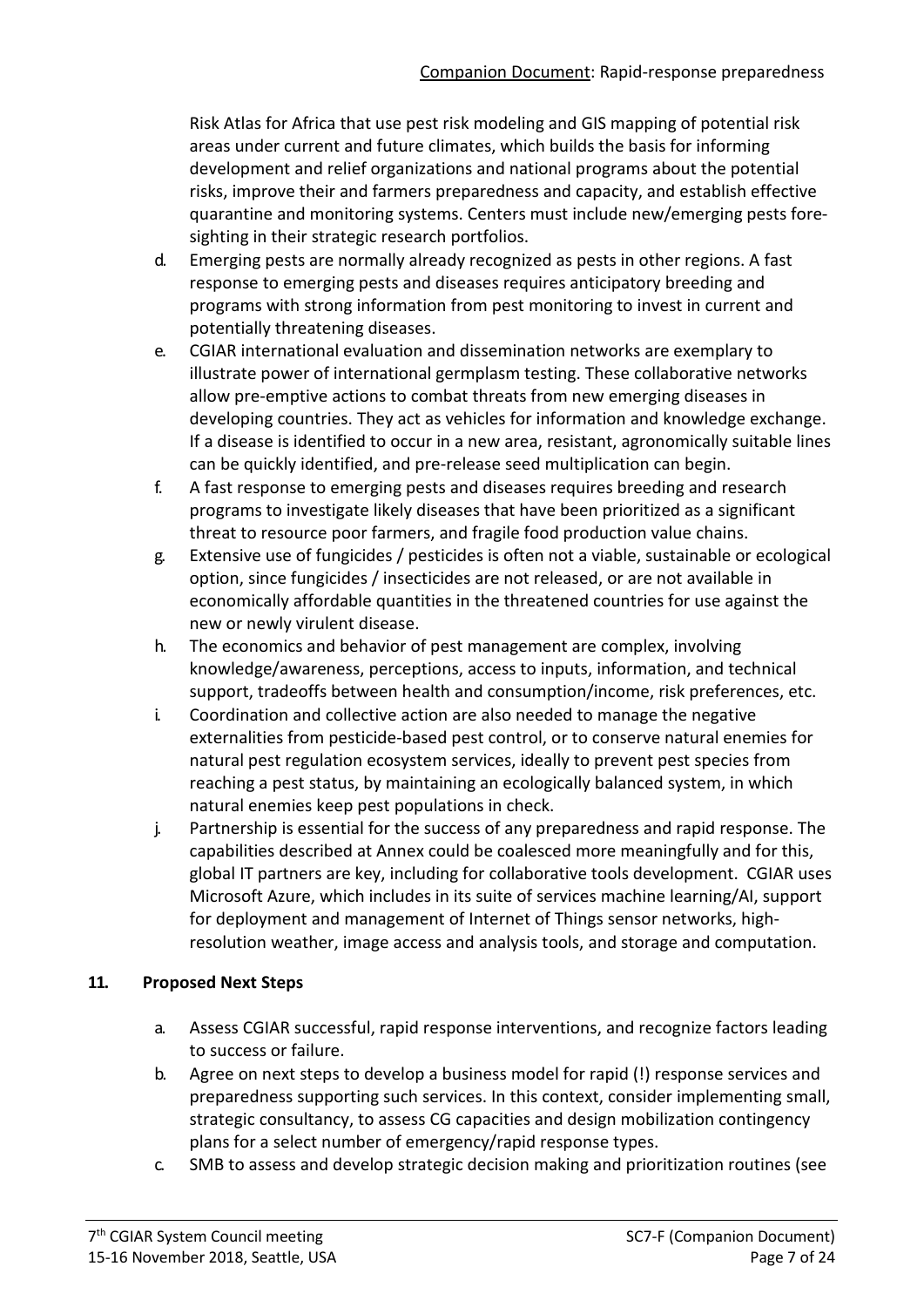Risk Atlas for Africa that use pest risk modeling and GIS mapping of potential risk areas under current and future climates, which builds the basis for informing development and relief organizations and national programs about the potential risks, improve their and farmers preparedness and capacity, and establish effective quarantine and monitoring systems. Centers must include new/emerging pests fore-sighting in their strategic research portfolios.

d. Emerging pests are normally already recognized as pests in other regions. A fast response to emerging pests and diseases requires anticipatory breeding and programs with strong information from pest monitoring to invest in current and potentially threatening diseases.

e. CGIAR international evaluation and dissemination networks are exemplary to illustrate power of international germplasm testing. These collaborative networks allow pre-emptive actions to combat threats from new emerging diseases in developing countries. They act as vehicles for information and knowledge exchange. If a disease is identified to occur in a new area, resistant, agronomically suitable lines can be quickly identified, and pre-release seed multiplication can begin.

f. A fast response to emerging pests and diseases requires breeding and research programs to investigate likely diseases that have been prioritized as a significant threat to resource poor farmers, and fragile food production value chains.

g. Extensive use of fungicides / pesticides is often not a viable, sustainable or ecological option, since fungicides / insecticides are not released, or are not available in economically affordable quantities in the threatened countries for use against the new or newly virulent disease.

h. The economics and behavior of pest management are complex, involving knowledge/awareness, perceptions, access to inputs, information, and technical support, tradeoffs between health and consumption/income, risk preferences, etc.

i. Coordination and collective action are also needed to manage the negative externalities from pesticide-based pest control, or to conserve natural enemies for natural pest regulation ecosystem services, ideally to prevent pest species from reaching a pest status, by maintaining an ecologically balanced system, in which natural enemies keep pest populations in check.

j. Partnership is essential for the success of any preparedness and rapid response. The capabilities described at Annex could be coalesced more meaningfully and for this, global IT partners are key, including for collaborative tools development. CGIAR uses Microsoft Azure, which includes in its suite of services machine learning/AI, support for deployment and management of Internet of Things sensor networks, high-resolution weather, image access and analysis tools, and storage and computation.

## 11. Proposed Next Steps

a. Assess CGIAR successful, rapid response interventions, and recognize factors leading to success or failure.

b. Agree on next steps to develop a business model for rapid (!) response services and preparedness supporting such services. In this context, consider implementing small, strategic consultancy, to assess CG capacities and design mobilization contingency plans for a select number of emergency/rapid response types.

c. SMB to assess and develop strategic decision making and prioritization routines (see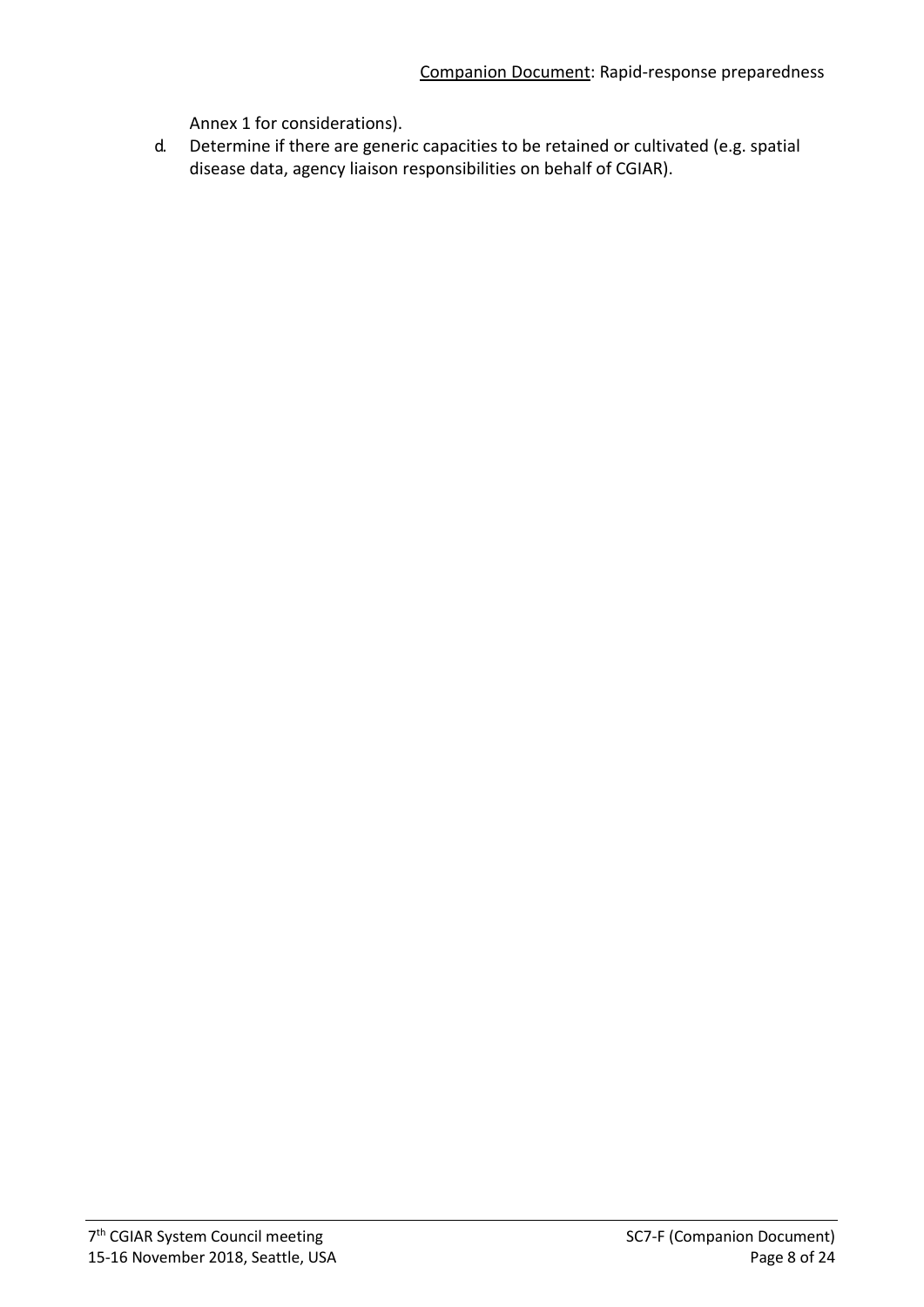Annex 1 for considerations).

d. Determine if there are generic capacities to be retained or cultivated (e.g. spatial disease data, agency liaison responsibilities on behalf of CGIAR).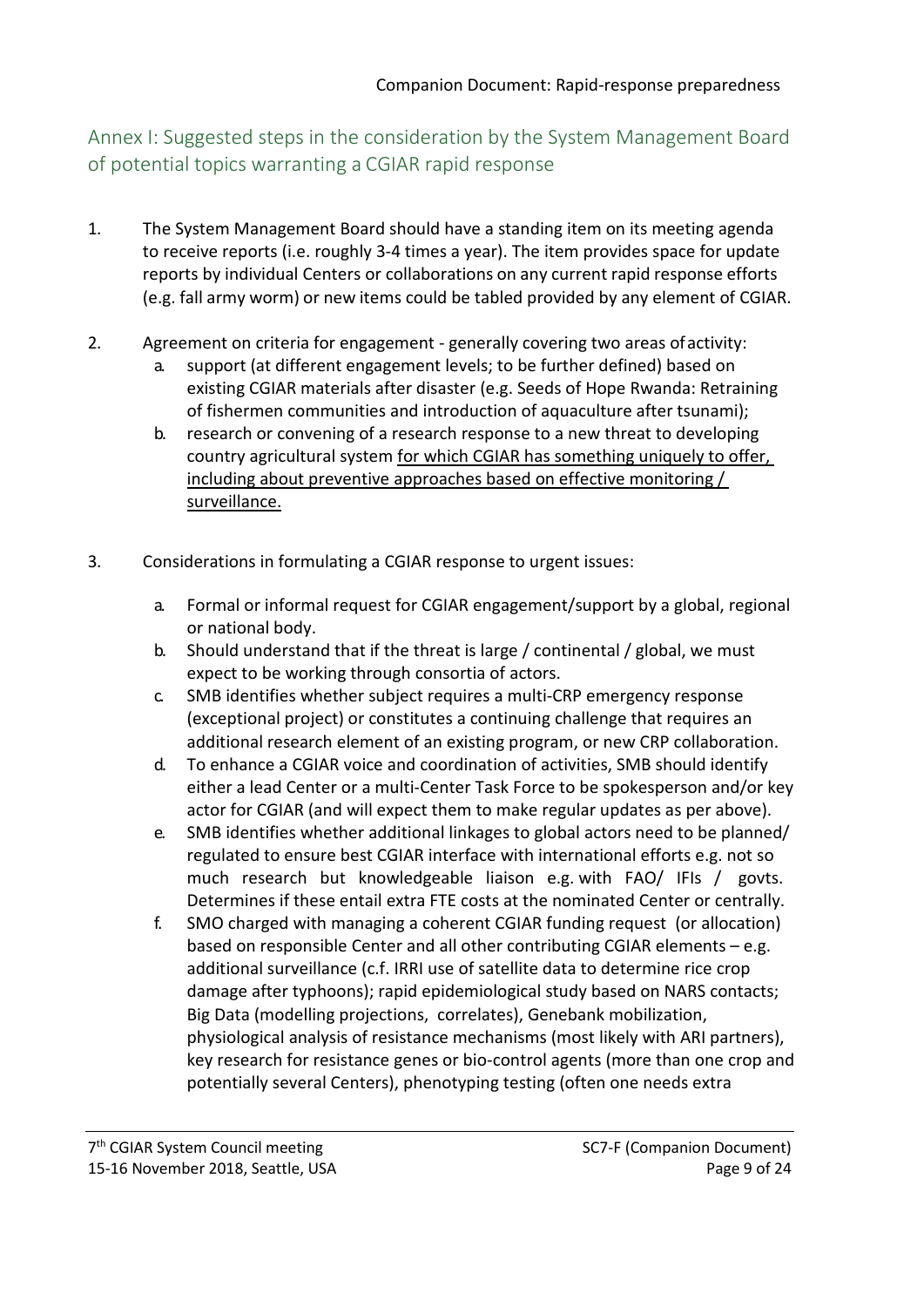## Annex I: Suggested steps in the consideration by the System Management Board of potential topics warranting a CGIAR rapid response

1. The System Management Board should have a standing item on its meeting agenda to receive reports (i.e. roughly 3-4 times a year). The item provides space for update reports by individual Centers or collaborations on any current rapid response efforts (e.g. fall army worm) or new items could be tabled provided by any element of CGIAR.

2. Agreement on criteria for engagement - generally covering two areas of activity:
   a. support (at different engagement levels; to be further defined) based on existing CGIAR materials after disaster (e.g. Seeds of Hope Rwanda: Retraining of fishermen communities and introduction of aquaculture after tsunami);
   b. research or convening of a research response to a new threat to developing country agricultural system <u>for which CGIAR has something uniquely to offer, including about preventive approaches based on effective monitoring / surveillance.</u>

3. Considerations in formulating a CGIAR response to urgent issues:

   a. Formal or informal request for CGIAR engagement/support by a global, regional or national body.
   b. Should understand that if the threat is large / continental / global, we must expect to be working through consortia of actors.
   c. SMB identifies whether subject requires a multi-CRP emergency response (exceptional project) or constitutes a continuing challenge that requires an additional research element of an existing program, or new CRP collaboration.
   d. To enhance a CGIAR voice and coordination of activities, SMB should identify either a lead Center or a multi-Center Task Force to be spokesperson and/or key actor for CGIAR (and will expect them to make regular updates as per above).
   e. SMB identifies whether additional linkages to global actors need to be planned/ regulated to ensure best CGIAR interface with international efforts e.g. not so much research but knowledgeable liaison e.g. with FAO/ IFIs / govts. Determines if these entail extra FTE costs at the nominated Center or centrally.
   f. SMO charged with managing a coherent CGIAR funding request (or allocation) based on responsible Center and all other contributing CGIAR elements – e.g. additional surveillance (c.f. IRRI use of satellite data to determine rice crop damage after typhoons); rapid epidemiological study based on NARS contacts; Big Data (modelling projections, correlates), Genebank mobilization, physiological analysis of resistance mechanisms (most likely with ARI partners), key research for resistance genes or bio-control agents (more than one crop and potentially several Centers), phenotyping testing (often one needs extra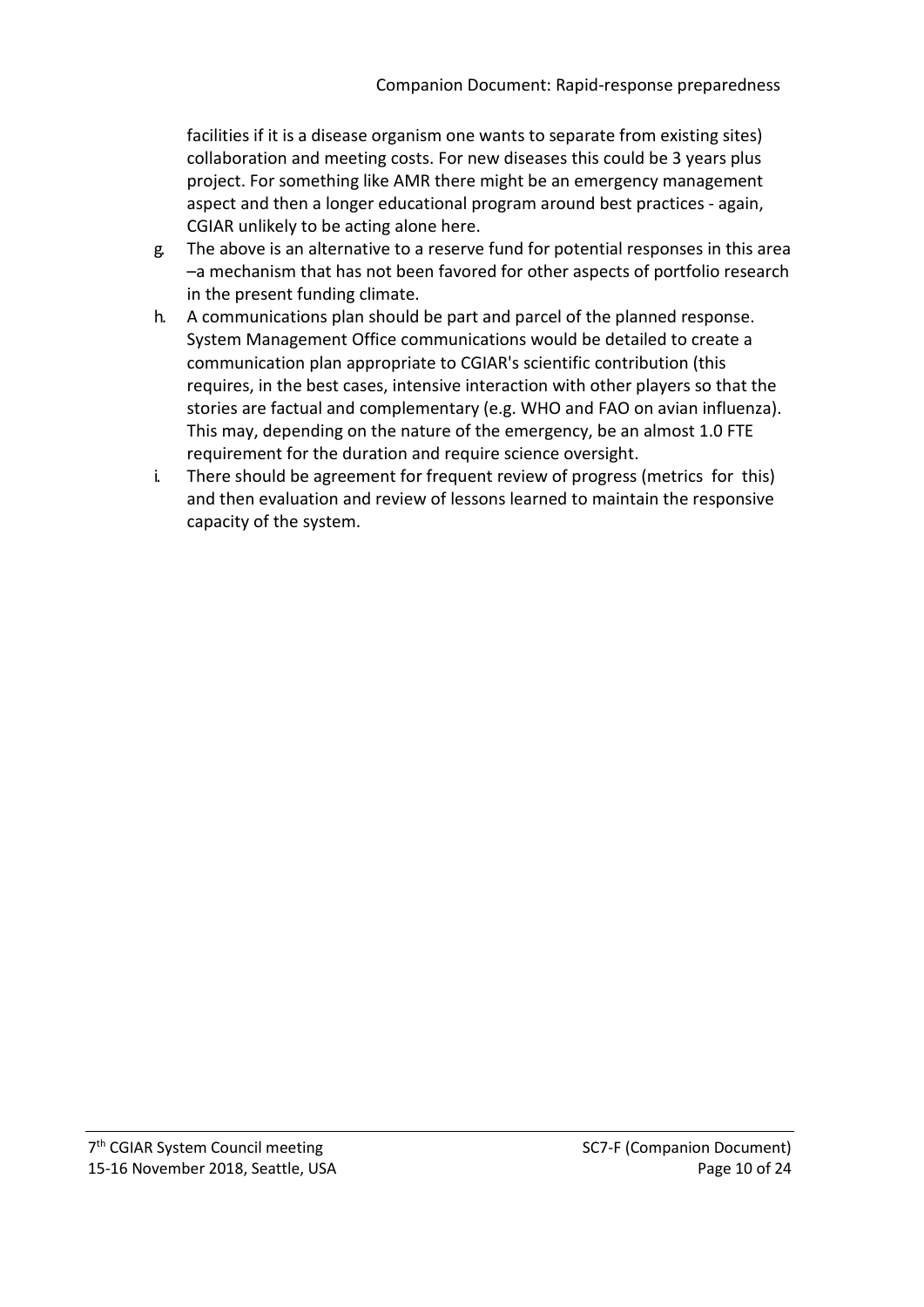facilities if it is a disease organism one wants to separate from existing sites) collaboration and meeting costs. For new diseases this could be 3 years plus project. For something like AMR there might be an emergency management aspect and then a longer educational program around best practices - again, CGIAR unlikely to be acting alone here.

g. The above is an alternative to a reserve fund for potential responses in this area –a mechanism that has not been favored for other aspects of portfolio research in the present funding climate.
h. A communications plan should be part and parcel of the planned response. System Management Office communications would be detailed to create a communication plan appropriate to CGIAR's scientific contribution (this requires, in the best cases, intensive interaction with other players so that the stories are factual and complementary (e.g. WHO and FAO on avian influenza). This may, depending on the nature of the emergency, be an almost 1.0 FTE requirement for the duration and require science oversight.
i. There should be agreement for frequent review of progress (metrics for this) and then evaluation and review of lessons learned to maintain the responsive capacity of the system.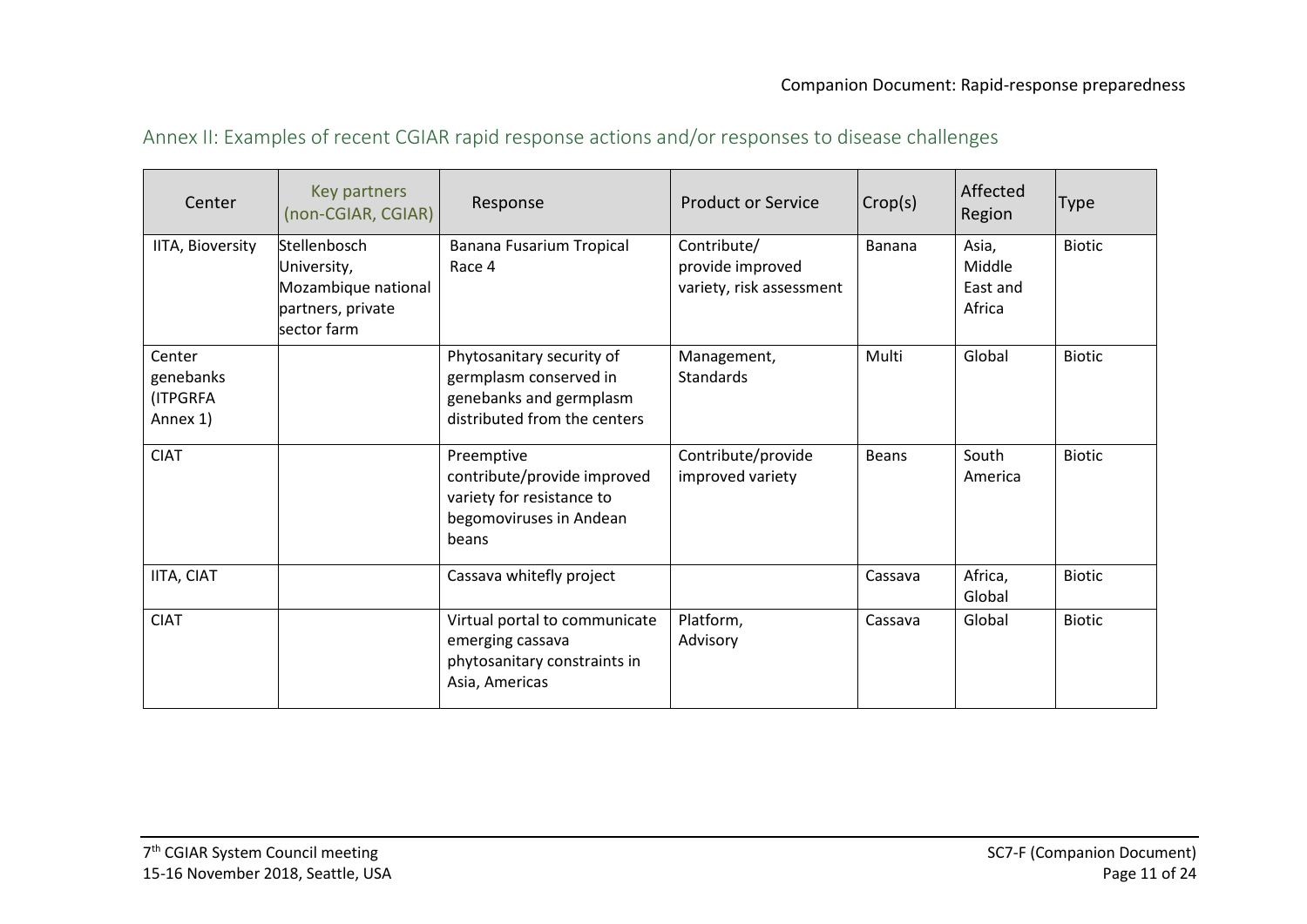## Annex II: Examples of recent CGIAR rapid response actions and/or responses to disease challenges

| Center | Key partners (non-CGIAR, CGIAR) | Response | Product or Service | Crop(s) | Affected Region | Type |
|---|---|---|---|---|---|---|
| IITA, Bioversity | Stellenbosch University, Mozambique national partners, private sector farm | Banana Fusarium Tropical Race 4 | Contribute/ provide improved variety, risk assessment | Banana | Asia, Middle East and Africa | Biotic |
| Center genebanks (ITPGRFA Annex 1) | | Phytosanitary security of germplasm conserved in genebanks and germplasm distributed from the centers | Management, Standards | Multi | Global | Biotic |
| CIAT | | Preemptive contribute/provide improved variety for resistance to begomoviruses in Andean beans | Contribute/provide improved variety | Beans | South America | Biotic |
| IITA, CIAT | | Cassava whitefly project | | Cassava | Africa, Global | Biotic |
| CIAT | | Virtual portal to communicate emerging cassava phytosanitary constraints in Asia, Americas | Platform, Advisory | Cassava | Global | Biotic |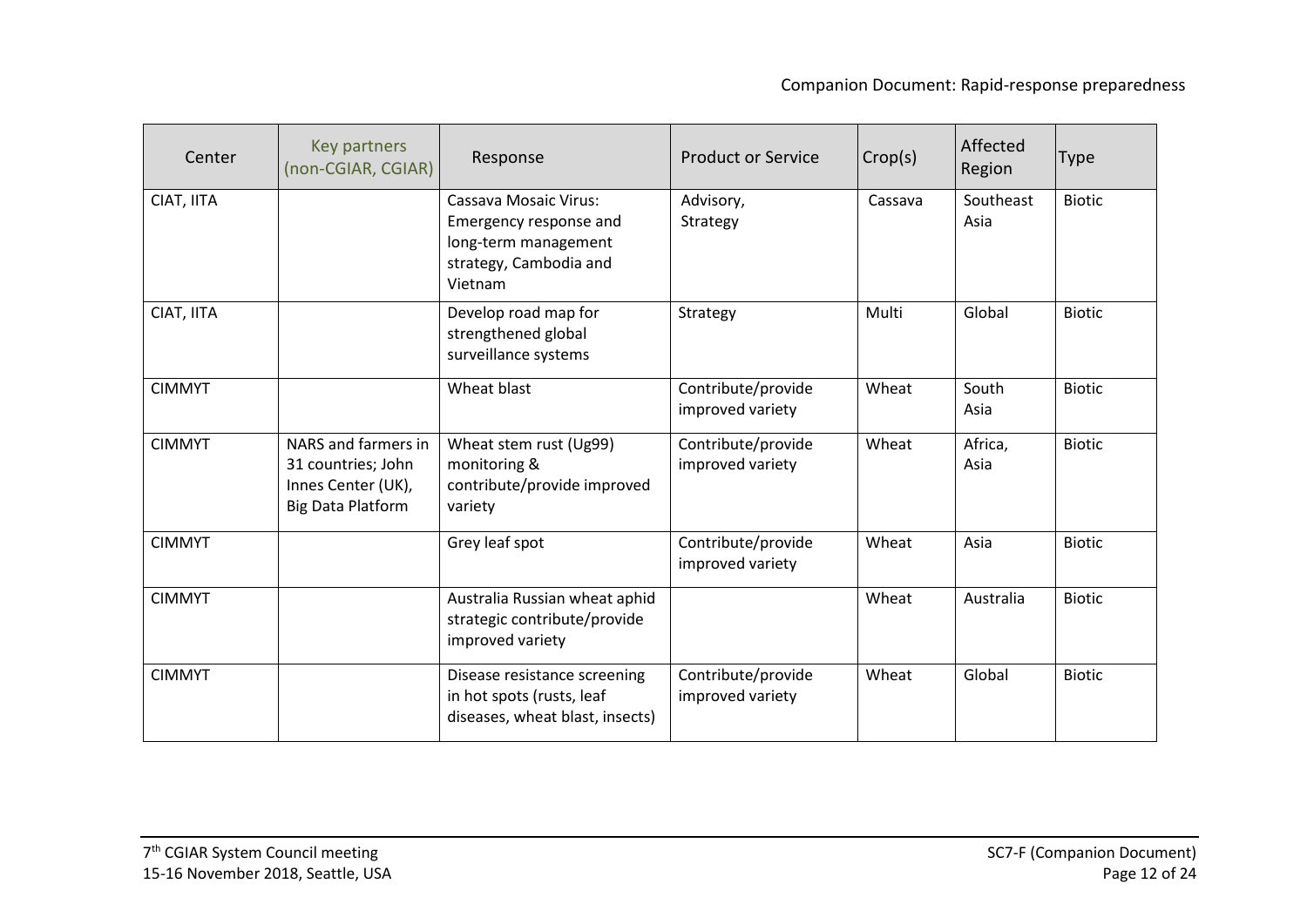| Center | Key partners (non-CGIAR, CGIAR) | Response | Product or Service | Crop(s) | Affected Region | Type |
|---|---|---|---|---|---|---|
| CIAT, IITA | | Cassava Mosaic Virus: Emergency response and long-term management strategy, Cambodia and Vietnam | Advisory, Strategy | Cassava | Southeast Asia | Biotic |
| CIAT, IITA | | Develop road map for strengthened global surveillance systems | Strategy | Multi | Global | Biotic |
| CIMMYT | | Wheat blast | Contribute/provide improved variety | Wheat | South Asia | Biotic |
| CIMMYT | NARS and farmers in 31 countries; John Innes Center (UK), Big Data Platform | Wheat stem rust (Ug99) monitoring & contribute/provide improved variety | Contribute/provide improved variety | Wheat | Africa, Asia | Biotic |
| CIMMYT | | Grey leaf spot | Contribute/provide improved variety | Wheat | Asia | Biotic |
| CIMMYT | | Australia Russian wheat aphid strategic contribute/provide improved variety | | Wheat | Australia | Biotic |
| CIMMYT | | Disease resistance screening in hot spots (rusts, leaf diseases, wheat blast, insects) | Contribute/provide improved variety | Wheat | Global | Biotic |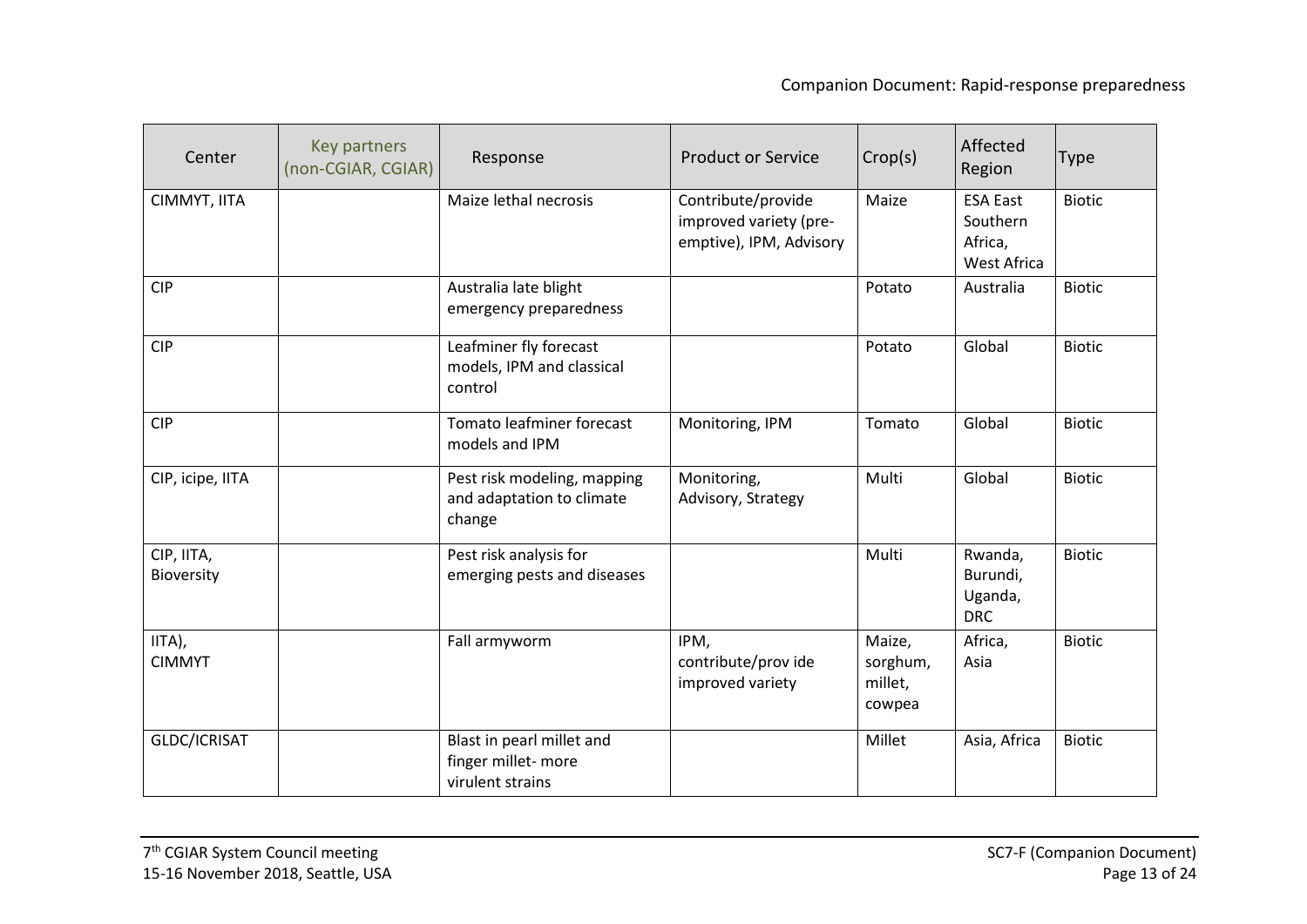| Center | Key partners (non-CGIAR, CGIAR) | Response | Product or Service | Crop(s) | Affected Region | Type |
|---|---|---|---|---|---|---|
| CIMMYT, IITA | | Maize lethal necrosis | Contribute/provide improved variety (pre-emptive), IPM, Advisory | Maize | ESA East Southern Africa, West Africa | Biotic |
| CIP | | Australia late blight emergency preparedness | | Potato | Australia | Biotic |
| CIP | | Leafminer fly forecast models, IPM and classical control | | Potato | Global | Biotic |
| CIP | | Tomato leafminer forecast models and IPM | Monitoring, IPM | Tomato | Global | Biotic |
| CIP, icipe, IITA | | Pest risk modeling, mapping and adaptation to climate change | Monitoring, Advisory, Strategy | Multi | Global | Biotic |
| CIP, IITA, Bioversity | | Pest risk analysis for emerging pests and diseases | | Multi | Rwanda, Burundi, Uganda, DRC | Biotic |
| IITA), CIMMYT | | Fall armyworm | IPM, contribute/prov ide improved variety | Maize, sorghum, millet, cowpea | Africa, Asia | Biotic |
| GLDC/ICRISAT | | Blast in pearl millet and finger millet- more virulent strains | | Millet | Asia, Africa | Biotic |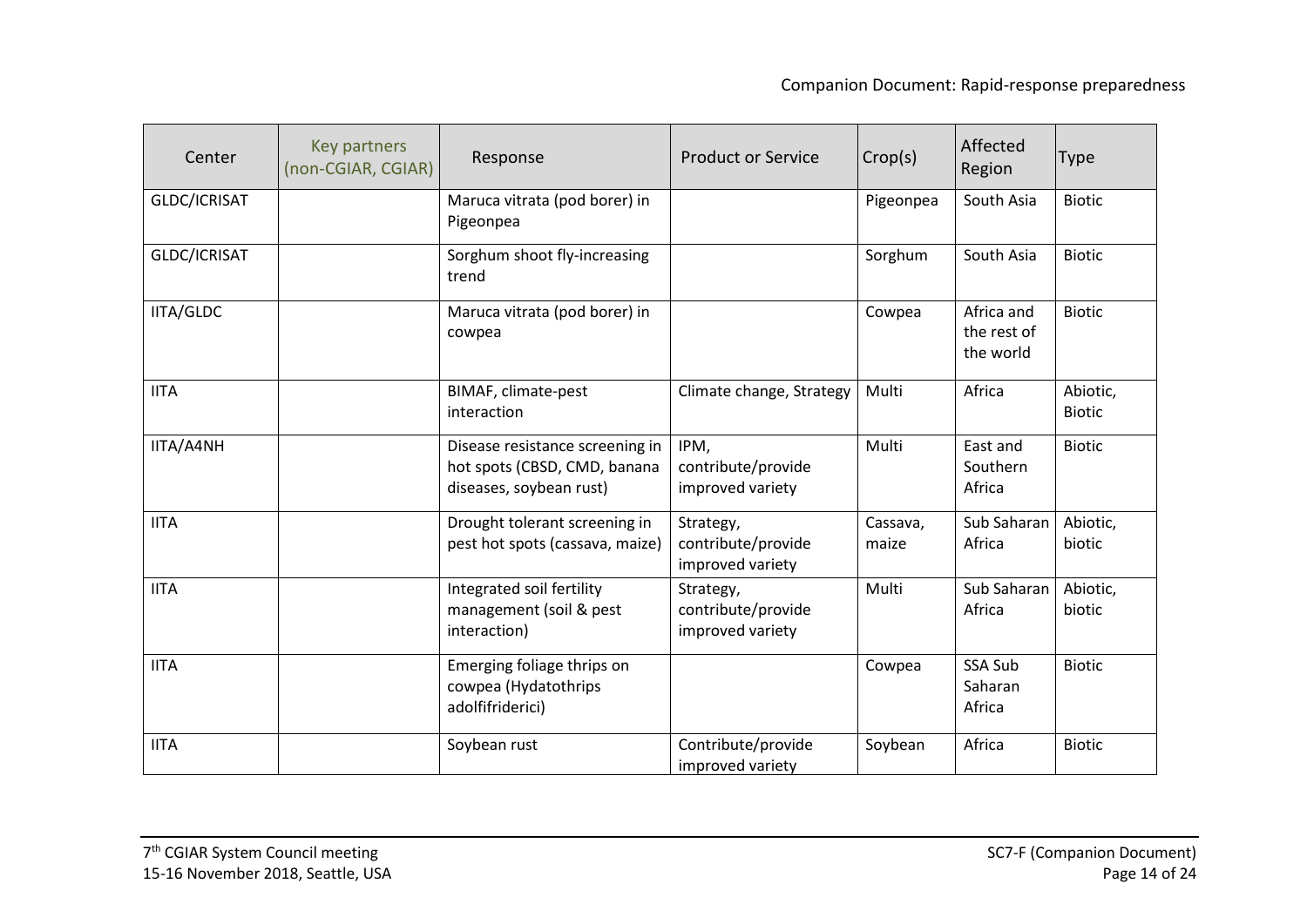| Center | Key partners (non-CGIAR, CGIAR) | Response | Product or Service | Crop(s) | Affected Region | Type |
|---|---|---|---|---|---|---|
| GLDC/ICRISAT | | Maruca vitrata (pod borer) in Pigeonpea | | Pigeonpea | South Asia | Biotic |
| GLDC/ICRISAT | | Sorghum shoot fly-increasing trend | | Sorghum | South Asia | Biotic |
| IITA/GLDC | | Maruca vitrata (pod borer) in cowpea | | Cowpea | Africa and the rest of the world | Biotic |
| IITA | | BIMAF, climate-pest interaction | Climate change, Strategy | Multi | Africa | Abiotic, Biotic |
| IITA/A4NH | | Disease resistance screening in hot spots (CBSD, CMD, banana diseases, soybean rust) | IPM, contribute/provide improved variety | Multi | East and Southern Africa | Biotic |
| IITA | | Drought tolerant screening in pest hot spots (cassava, maize) | Strategy, contribute/provide improved variety | Cassava, maize | Sub Saharan Africa | Abiotic, biotic |
| IITA | | Integrated soil fertility management (soil & pest interaction) | Strategy, contribute/provide improved variety | Multi | Sub Saharan Africa | Abiotic, biotic |
| IITA | | Emerging foliage thrips on cowpea (Hydatothrips adolfifriderici) | | Cowpea | SSA Sub Saharan Africa | Biotic |
| IITA | | Soybean rust | Contribute/provide improved variety | Soybean | Africa | Biotic |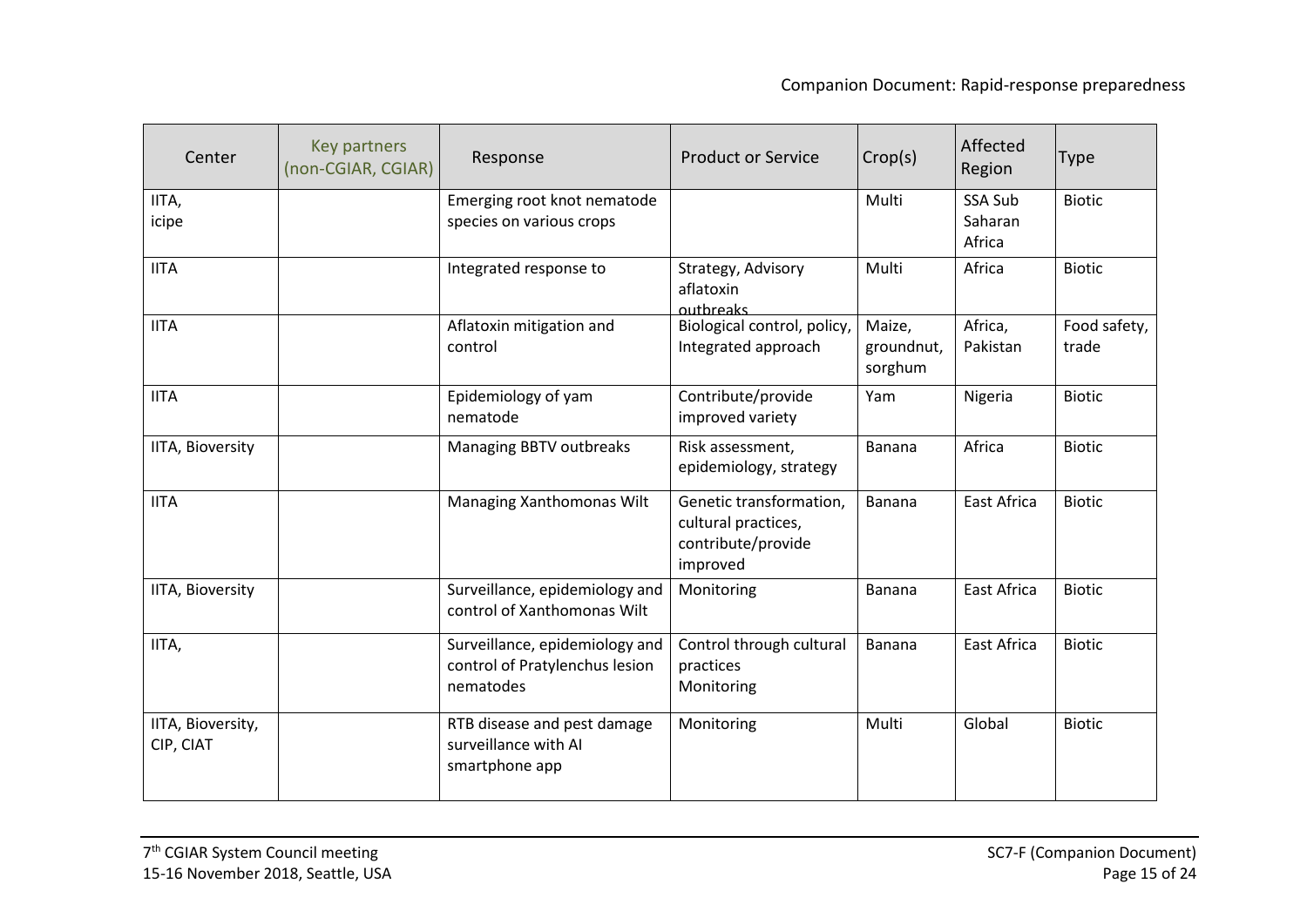| Center | Key partners (non-CGIAR, CGIAR) | Response | Product or Service | Crop(s) | Affected Region | Type |
|---|---|---|---|---|---|---|
| IITA, icipe | | Emerging root knot nematode species on various crops | | Multi | SSA Sub Saharan Africa | Biotic |
| IITA | | Integrated response to | Strategy, Advisory aflatoxin outbreaks | Multi | Africa | Biotic |
| IITA | | Aflatoxin mitigation and control | Biological control, policy, Integrated approach | Maize, groundnut, sorghum | Africa, Pakistan | Food safety, trade |
| IITA | | Epidemiology of yam nematode | Contribute/provide improved variety | Yam | Nigeria | Biotic |
| IITA, Bioversity | | Managing BBTV outbreaks | Risk assessment, epidemiology, strategy | Banana | Africa | Biotic |
| IITA | | Managing Xanthomonas Wilt | Genetic transformation, cultural practices, contribute/provide improved | Banana | East Africa | Biotic |
| IITA, Bioversity | | Surveillance, epidemiology and control of Xanthomonas Wilt | Monitoring | Banana | East Africa | Biotic |
| IITA, | | Surveillance, epidemiology and control of Pratylenchus lesion nematodes | Control through cultural practices Monitoring | Banana | East Africa | Biotic |
| IITA, Bioversity, CIP, CIAT | | RTB disease and pest damage surveillance with AI smartphone app | Monitoring | Multi | Global | Biotic |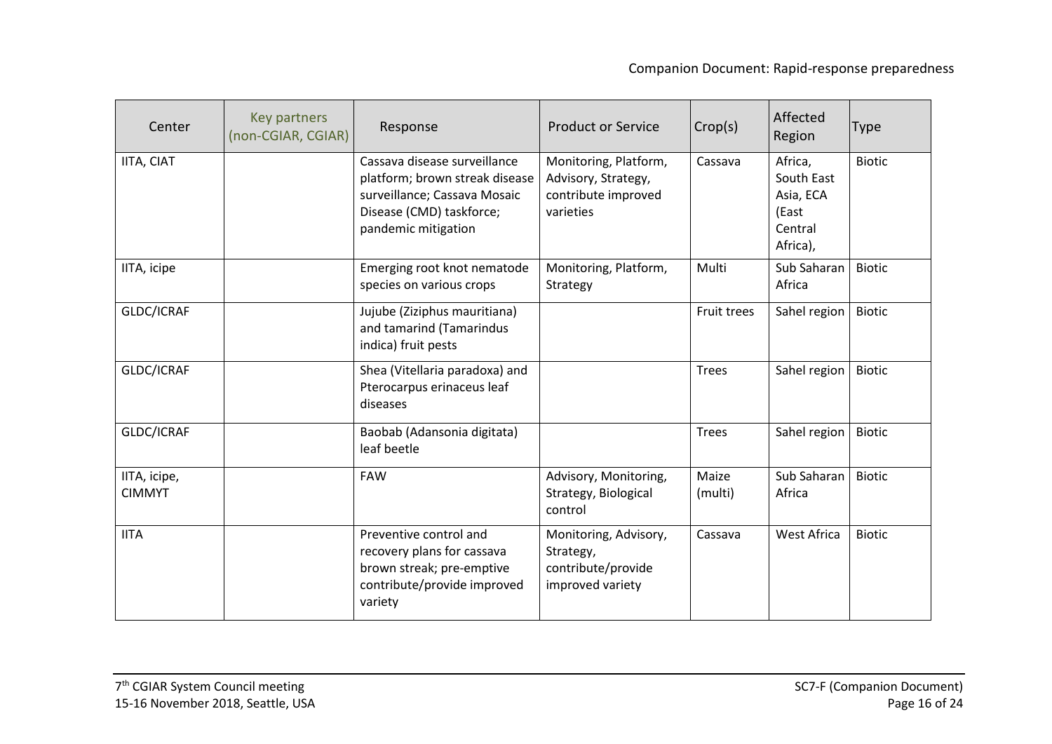| Center | Key partners (non-CGIAR, CGIAR) | Response | Product or Service | Crop(s) | Affected Region | Type |
|---|---|---|---|---|---|---|
| IITA, CIAT | | Cassava disease surveillance platform; brown streak disease surveillance; Cassava Mosaic Disease (CMD) taskforce; pandemic mitigation | Monitoring, Platform, Advisory, Strategy, contribute improved varieties | Cassava | Africa, South East Asia, ECA (East Central Africa), | Biotic |
| IITA, icipe | | Emerging root knot nematode species on various crops | Monitoring, Platform, Strategy | Multi | Sub Saharan Africa | Biotic |
| GLDC/ICRAF | | Jujube (Ziziphus mauritiana) and tamarind (Tamarindus indica) fruit pests | | Fruit trees | Sahel region | Biotic |
| GLDC/ICRAF | | Shea (Vitellaria paradoxa) and Pterocarpus erinaceus leaf diseases | | Trees | Sahel region | Biotic |
| GLDC/ICRAF | | Baobab (Adansonia digitata) leaf beetle | | Trees | Sahel region | Biotic |
| IITA, icipe, CIMMYT | | FAW | Advisory, Monitoring, Strategy, Biological control | Maize (multi) | Sub Saharan Africa | Biotic |
| IITA | | Preventive control and recovery plans for cassava brown streak; pre-emptive contribute/provide improved variety | Monitoring, Advisory, Strategy, contribute/provide improved variety | Cassava | West Africa | Biotic |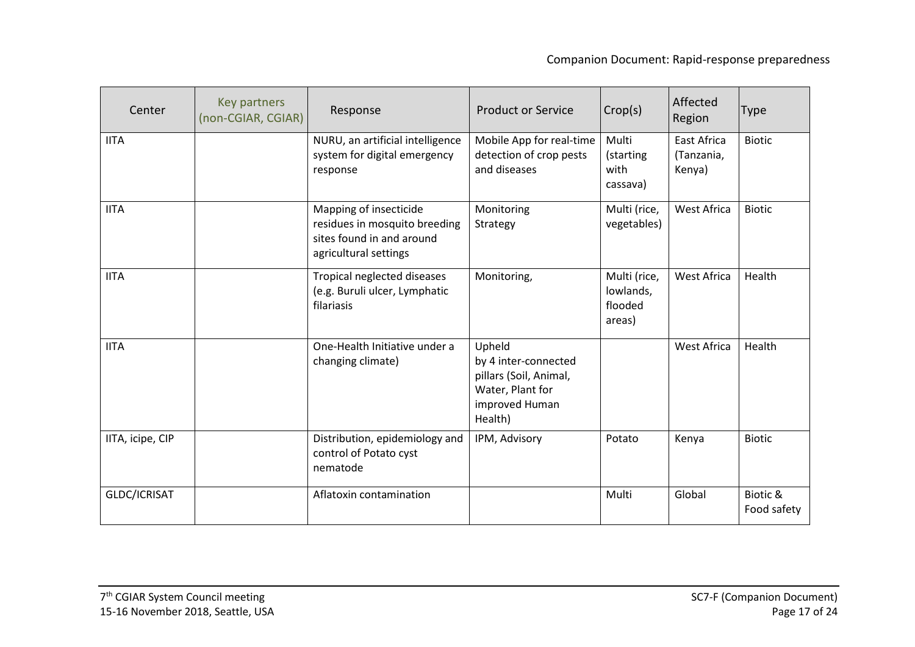| Center | Key partners (non-CGIAR, CGIAR) | Response | Product or Service | Crop(s) | Affected Region | Type |
|---|---|---|---|---|---|---|
| IITA | | NURU, an artificial intelligence system for digital emergency response | Mobile App for real-time detection of crop pests and diseases | Multi (starting with cassava) | East Africa (Tanzania, Kenya) | Biotic |
| IITA | | Mapping of insecticide residues in mosquito breeding sites found in and around agricultural settings | Monitoring Strategy | Multi (rice, vegetables) | West Africa | Biotic |
| IITA | | Tropical neglected diseases (e.g. Buruli ulcer, Lymphatic filariasis | Monitoring, | Multi (rice, lowlands, flooded areas) | West Africa | Health |
| IITA | | One-Health Initiative under a changing climate) | Upheld by 4 inter-connected pillars (Soil, Animal, Water, Plant for improved Human Health) | | West Africa | Health |
| IITA, icipe, CIP | | Distribution, epidemiology and control of Potato cyst nematode | IPM, Advisory | Potato | Kenya | Biotic |
| GLDC/ICRISAT | | Aflatoxin contamination | | Multi | Global | Biotic & Food safety |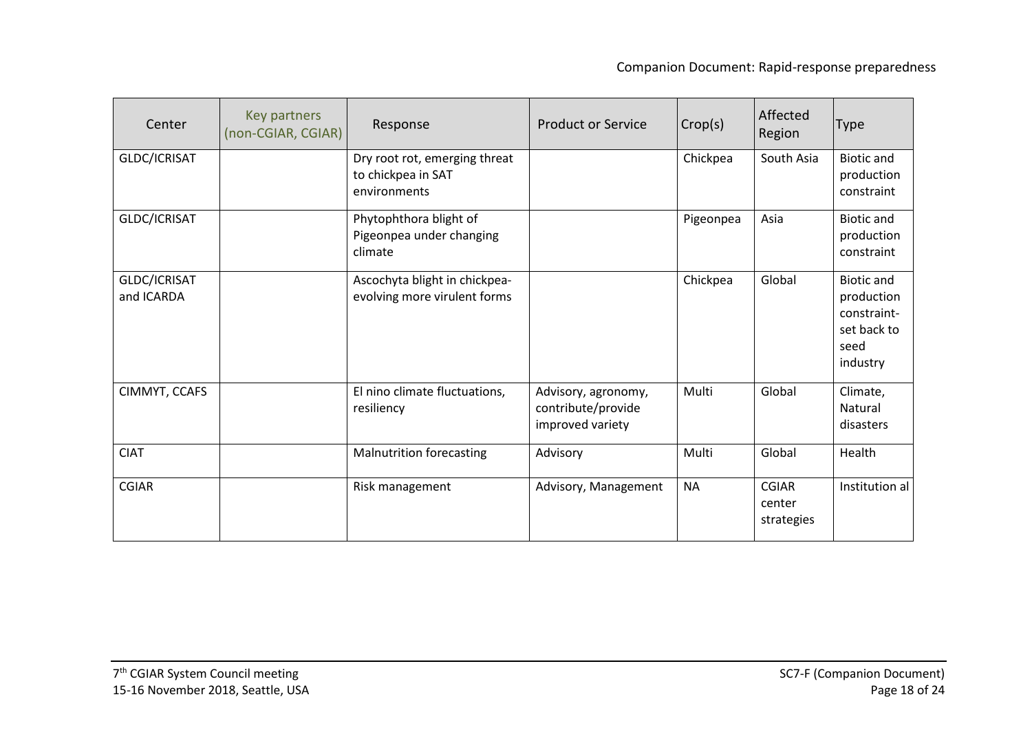| Center | Key partners (non-CGIAR, CGIAR) | Response | Product or Service | Crop(s) | Affected Region | Type |
|---|---|---|---|---|---|---|
| GLDC/ICRISAT | | Dry root rot, emerging threat to chickpea in SAT environments | | Chickpea | South Asia | Biotic and production constraint |
| GLDC/ICRISAT | | Phytophthora blight of Pigeonpea under changing climate | | Pigeonpea | Asia | Biotic and production constraint |
| GLDC/ICRISAT and ICARDA | | Ascochyta blight in chickpea-evolving more virulent forms | | Chickpea | Global | Biotic and production constraint-set back to seed industry |
| CIMMYT, CCAFS | | El nino climate fluctuations, resiliency | Advisory, agronomy, contribute/provide improved variety | Multi | Global | Climate, Natural disasters |
| CIAT | | Malnutrition forecasting | Advisory | Multi | Global | Health |
| CGIAR | | Risk management | Advisory, Management | NA | CGIAR center strategies | Institution al |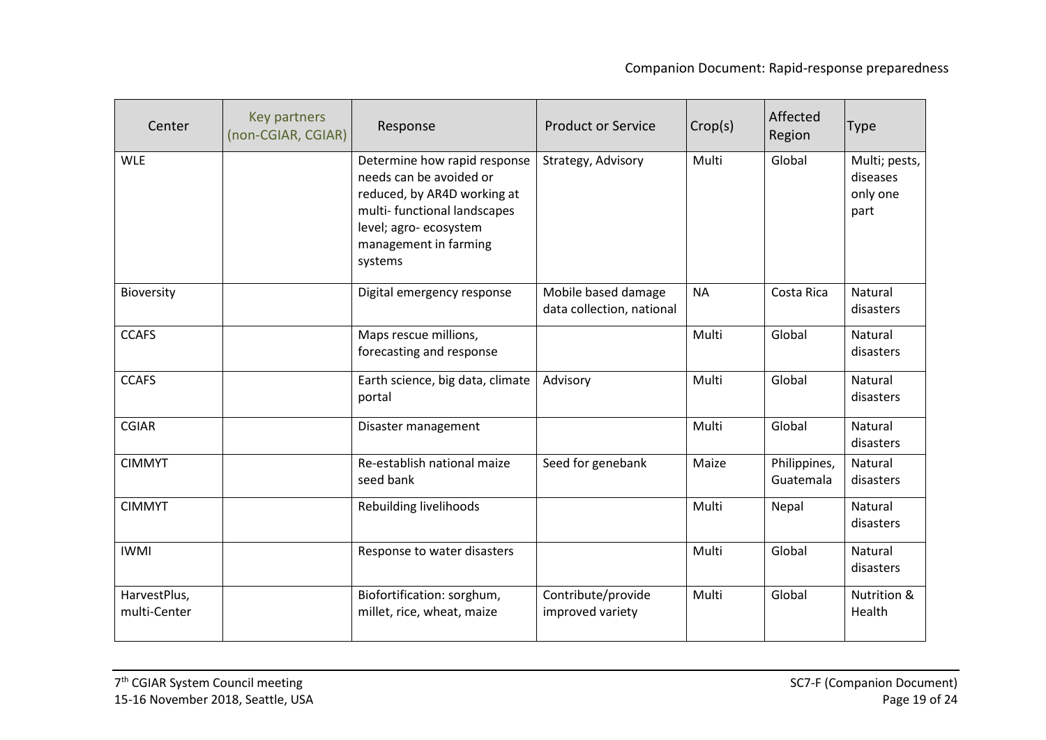| Center | Key partners (non-CGIAR, CGIAR) | Response | Product or Service | Crop(s) | Affected Region | Type |
|---|---|---|---|---|---|---|
| WLE | | Determine how rapid response needs can be avoided or reduced, by AR4D working at multi- functional landscapes level; agro- ecosystem management in farming systems | Strategy, Advisory | Multi | Global | Multi; pests, diseases only one part |
| Bioversity | | Digital emergency response | Mobile based damage data collection, national | NA | Costa Rica | Natural disasters |
| CCAFS | | Maps rescue millions, forecasting and response | | Multi | Global | Natural disasters |
| CCAFS | | Earth science, big data, climate portal | Advisory | Multi | Global | Natural disasters |
| CGIAR | | Disaster management | | Multi | Global | Natural disasters |
| CIMMYT | | Re-establish national maize seed bank | Seed for genebank | Maize | Philippines, Guatemala | Natural disasters |
| CIMMYT | | Rebuilding livelihoods | | Multi | Nepal | Natural disasters |
| IWMI | | Response to water disasters | | Multi | Global | Natural disasters |
| HarvestPlus, multi-Center | | Biofortification: sorghum, millet, rice, wheat, maize | Contribute/provide improved variety | Multi | Global | Nutrition & Health |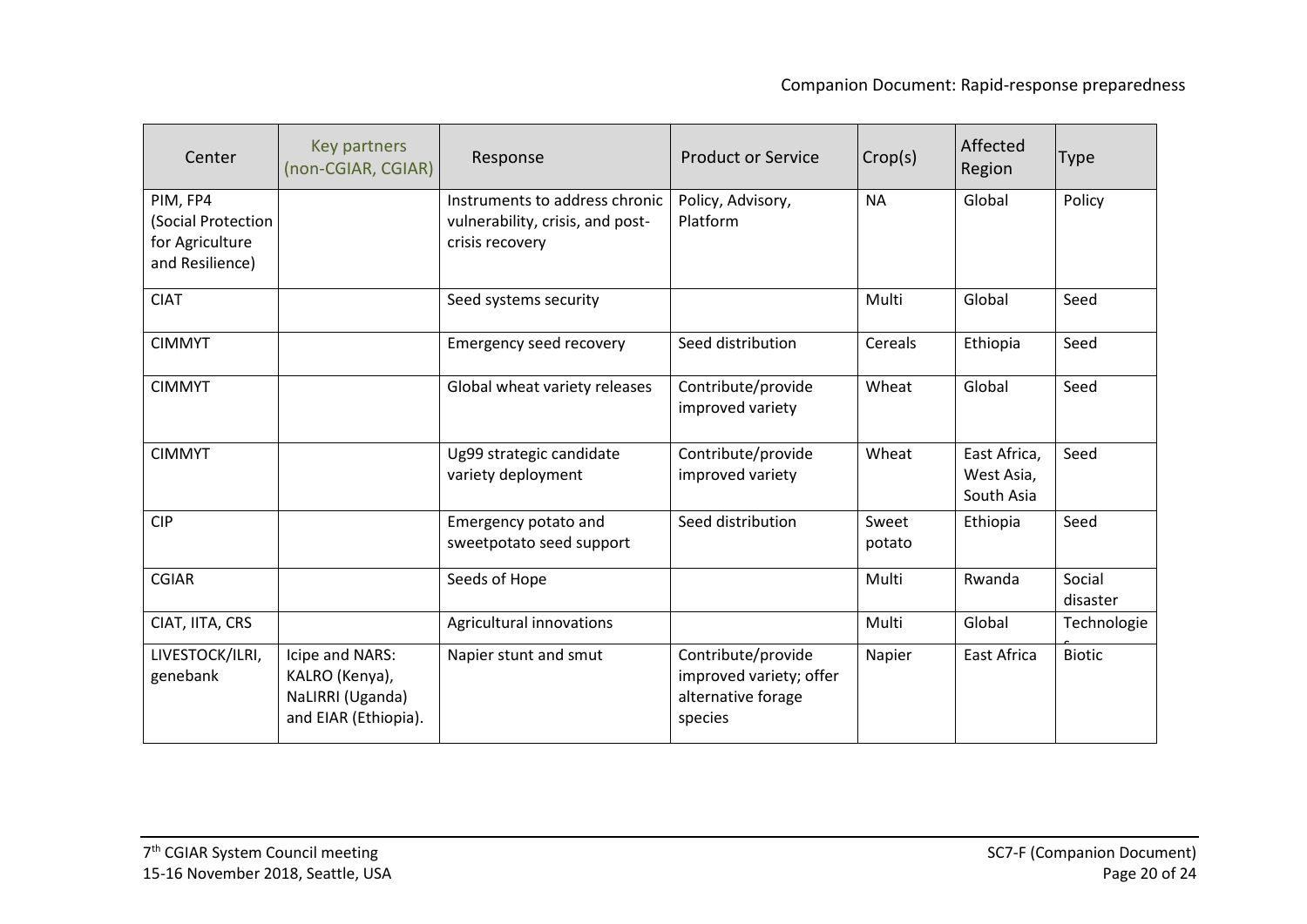| Center | Key partners (non-CGIAR, CGIAR) | Response | Product or Service | Crop(s) | Affected Region | Type |
|---|---|---|---|---|---|---|
| PIM, FP4 (Social Protection for Agriculture and Resilience) | | Instruments to address chronic vulnerability, crisis, and post-crisis recovery | Policy, Advisory, Platform | NA | Global | Policy |
| CIAT | | Seed systems security | | Multi | Global | Seed |
| CIMMYT | | Emergency seed recovery | Seed distribution | Cereals | Ethiopia | Seed |
| CIMMYT | | Global wheat variety releases | Contribute/provide improved variety | Wheat | Global | Seed |
| CIMMYT | | Ug99 strategic candidate variety deployment | Contribute/provide improved variety | Wheat | East Africa, West Asia, South Asia | Seed |
| CIP | | Emergency potato and sweetpotato seed support | Seed distribution | Sweet potato | Ethiopia | Seed |
| CGIAR | | Seeds of Hope | | Multi | Rwanda | Social disaster |
| CIAT, IITA, CRS | | Agricultural innovations | | Multi | Global | Technologies |
| LIVESTOCK/ILRI, genebank | Icipe and NARS: KALRO (Kenya), NaLIRRI (Uganda) and EIAR (Ethiopia). | Napier stunt and smut | Contribute/provide improved variety; offer alternative forage species | Napier | East Africa | Biotic |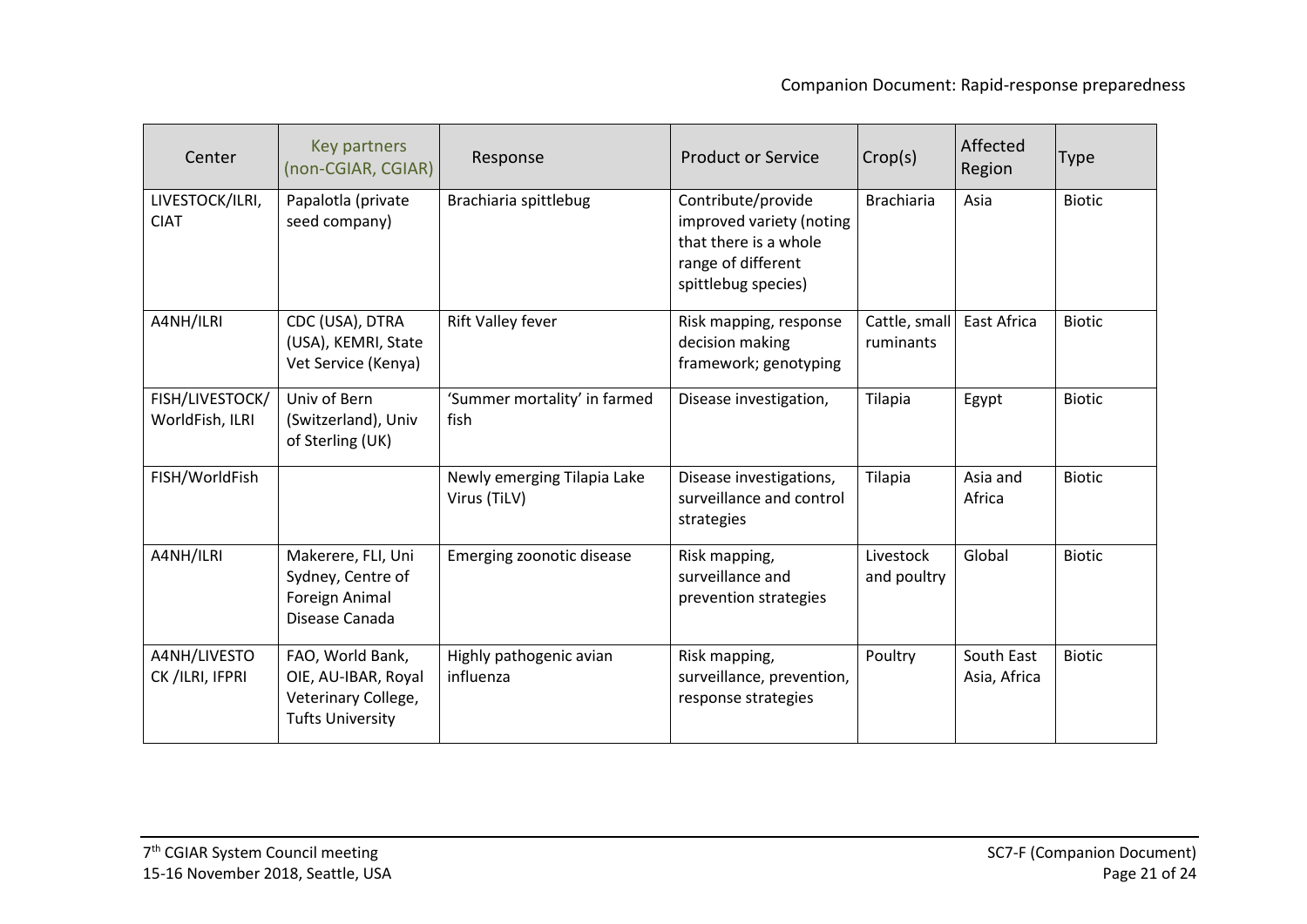| Center | Key partners (non-CGIAR, CGIAR) | Response | Product or Service | Crop(s) | Affected Region | Type |
| --- | --- | --- | --- | --- | --- | --- |
| LIVESTOCK/ILRI, CIAT | Papalotla (private seed company) | Brachiaria spittlebug | Contribute/provide improved variety (noting that there is a whole range of different spittlebug species) | Brachiaria | Asia | Biotic |
| A4NH/ILRI | CDC (USA), DTRA (USA), KEMRI, State Vet Service (Kenya) | Rift Valley fever | Risk mapping, response decision making framework; genotyping | Cattle, small ruminants | East Africa | Biotic |
| FISH/LIVESTOCK/ WorldFish, ILRI | Univ of Bern (Switzerland), Univ of Sterling (UK) | 'Summer mortality' in farmed fish | Disease investigation, | Tilapia | Egypt | Biotic |
| FISH/WorldFish | | Newly emerging Tilapia Lake Virus (TiLV) | Disease investigations, surveillance and control strategies | Tilapia | Asia and Africa | Biotic |
| A4NH/ILRI | Makerere, FLI, Uni Sydney, Centre of Foreign Animal Disease Canada | Emerging zoonotic disease | Risk mapping, surveillance and prevention strategies | Livestock and poultry | Global | Biotic |
| A4NH/LIVESTO CK /ILRI, IFPRI | FAO, World Bank, OIE, AU-IBAR, Royal Veterinary College, Tufts University | Highly pathogenic avian influenza | Risk mapping, surveillance, prevention, response strategies | Poultry | South East Asia, Africa | Biotic |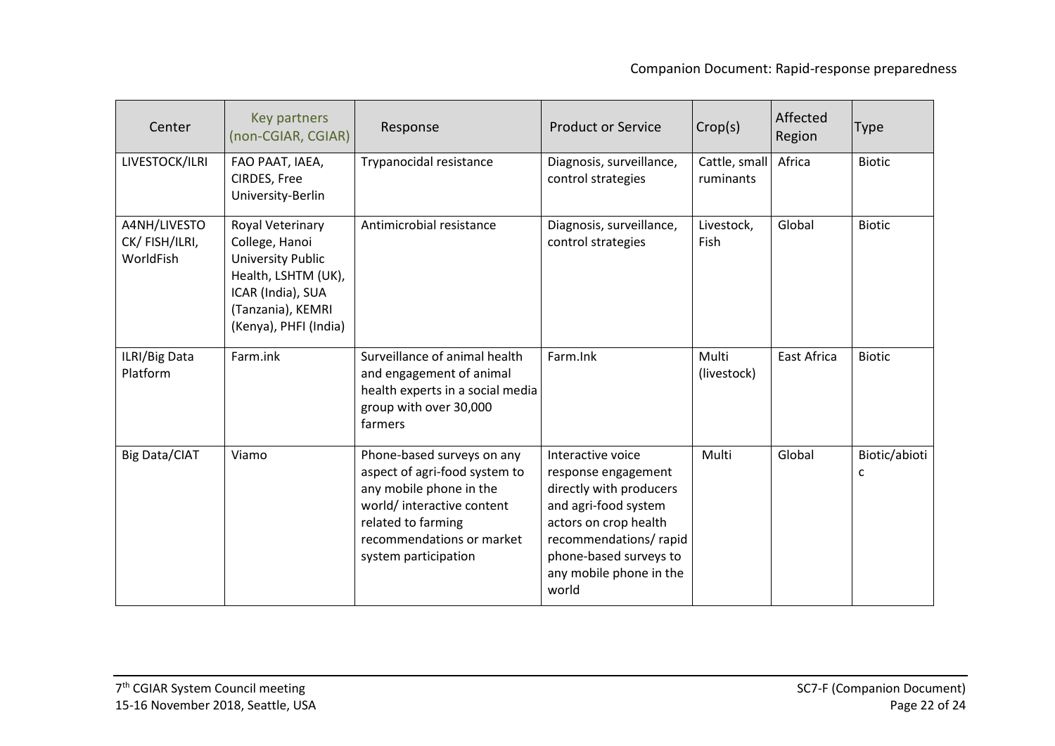| Center | Key partners (non-CGIAR, CGIAR) | Response | Product or Service | Crop(s) | Affected Region | Type |
|---|---|---|---|---|---|---|
| LIVESTOCK/ILRI | FAO PAAT, IAEA, CIRDES, Free University-Berlin | Trypanocidal resistance | Diagnosis, surveillance, control strategies | Cattle, small ruminants | Africa | Biotic |
| A4NH/LIVESTOCK/ FISH/ILRI, WorldFish | Royal Veterinary College, Hanoi University Public Health, LSHTM (UK), ICAR (India), SUA (Tanzania), KEMRI (Kenya), PHFI (India) | Antimicrobial resistance | Diagnosis, surveillance, control strategies | Livestock, Fish | Global | Biotic |
| ILRI/Big Data Platform | Farm.ink | Surveillance of animal health and engagement of animal health experts in a social media group with over 30,000 farmers | Farm.Ink | Multi (livestock) | East Africa | Biotic |
| Big Data/CIAT | Viamo | Phone-based surveys on any aspect of agri-food system to any mobile phone in the world/ interactive content related to farming recommendations or market system participation | Interactive voice response engagement directly with producers and agri-food system actors on crop health recommendations/ rapid phone-based surveys to any mobile phone in the world | Multi | Global | Biotic/abiotic |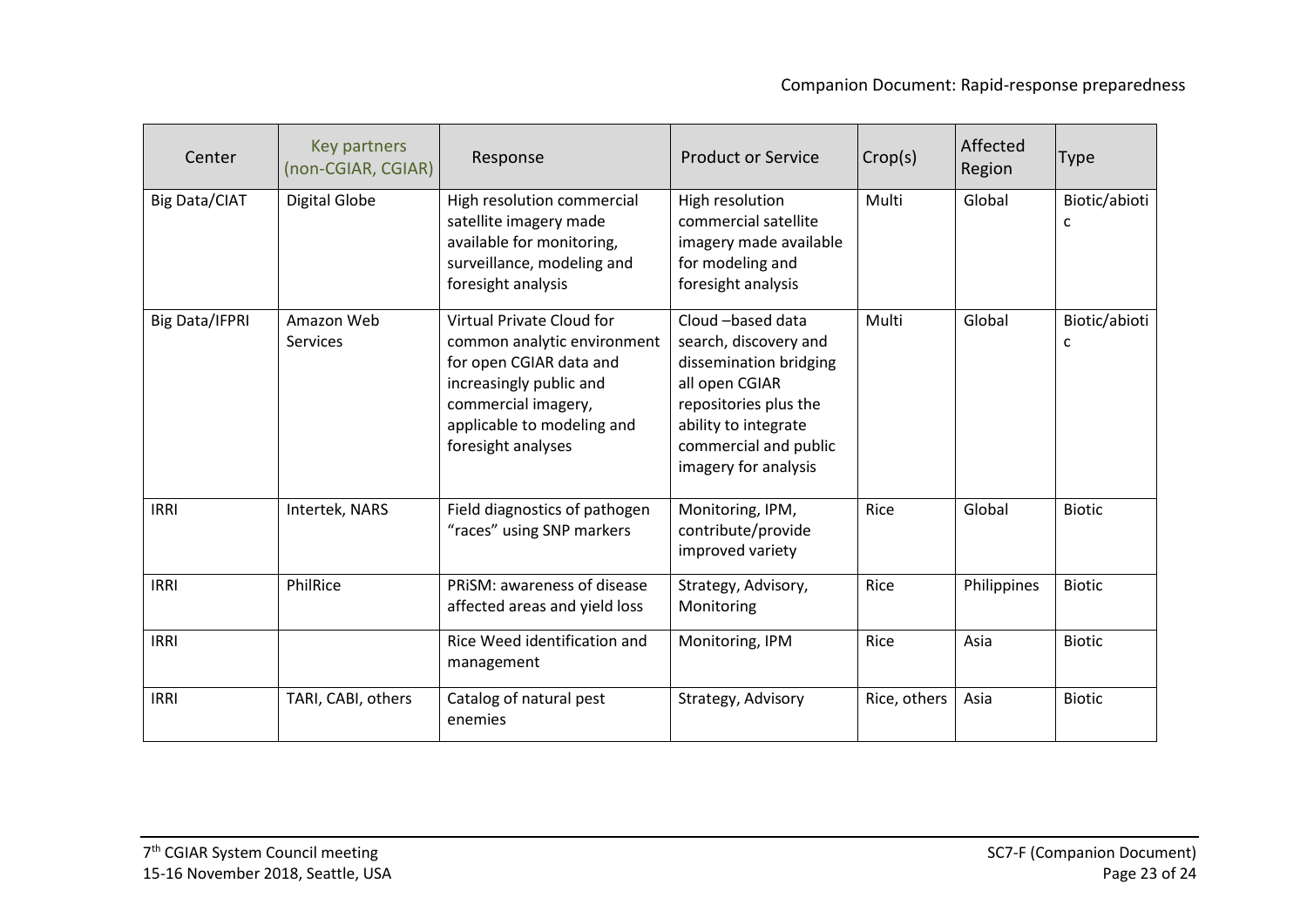| Center | Key partners (non-CGIAR, CGIAR) | Response | Product or Service | Crop(s) | Affected Region | Type |
|---|---|---|---|---|---|---|
| Big Data/CIAT | Digital Globe | High resolution commercial satellite imagery made available for monitoring, surveillance, modeling and foresight analysis | High resolution commercial satellite imagery made available for modeling and foresight analysis | Multi | Global | Biotic/abiotic |
| Big Data/IFPRI | Amazon Web Services | Virtual Private Cloud for common analytic environment for open CGIAR data and increasingly public and commercial imagery, applicable to modeling and foresight analyses | Cloud –based data search, discovery and dissemination bridging all open CGIAR repositories plus the ability to integrate commercial and public imagery for analysis | Multi | Global | Biotic/abiotic |
| IRRI | Intertek, NARS | Field diagnostics of pathogen "races" using SNP markers | Monitoring, IPM, contribute/provide improved variety | Rice | Global | Biotic |
| IRRI | PhilRice | PRiSM: awareness of disease affected areas and yield loss | Strategy, Advisory, Monitoring | Rice | Philippines | Biotic |
| IRRI | | Rice Weed identification and management | Monitoring, IPM | Rice | Asia | Biotic |
| IRRI | TARI, CABI, others | Catalog of natural pest enemies | Strategy, Advisory | Rice, others | Asia | Biotic |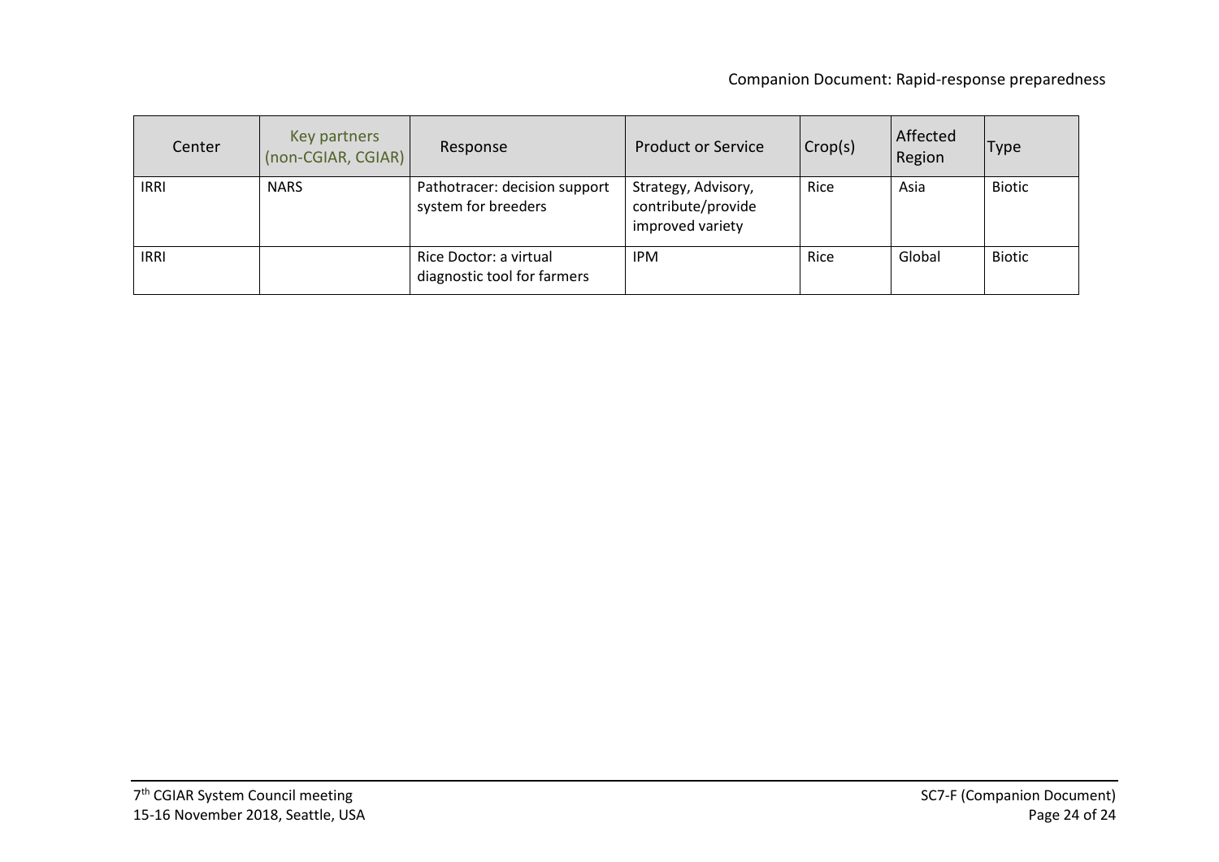| Center | Key partners (non-CGIAR, CGIAR) | Response | Product or Service | Crop(s) | Affected Region | Type |
| --- | --- | --- | --- | --- | --- | --- |
| IRRI | NARS | Pathotracer: decision support system for breeders | Strategy, Advisory, contribute/provide improved variety | Rice | Asia | Biotic |
| IRRI | | Rice Doctor: a virtual diagnostic tool for farmers | IPM | Rice | Global | Biotic |